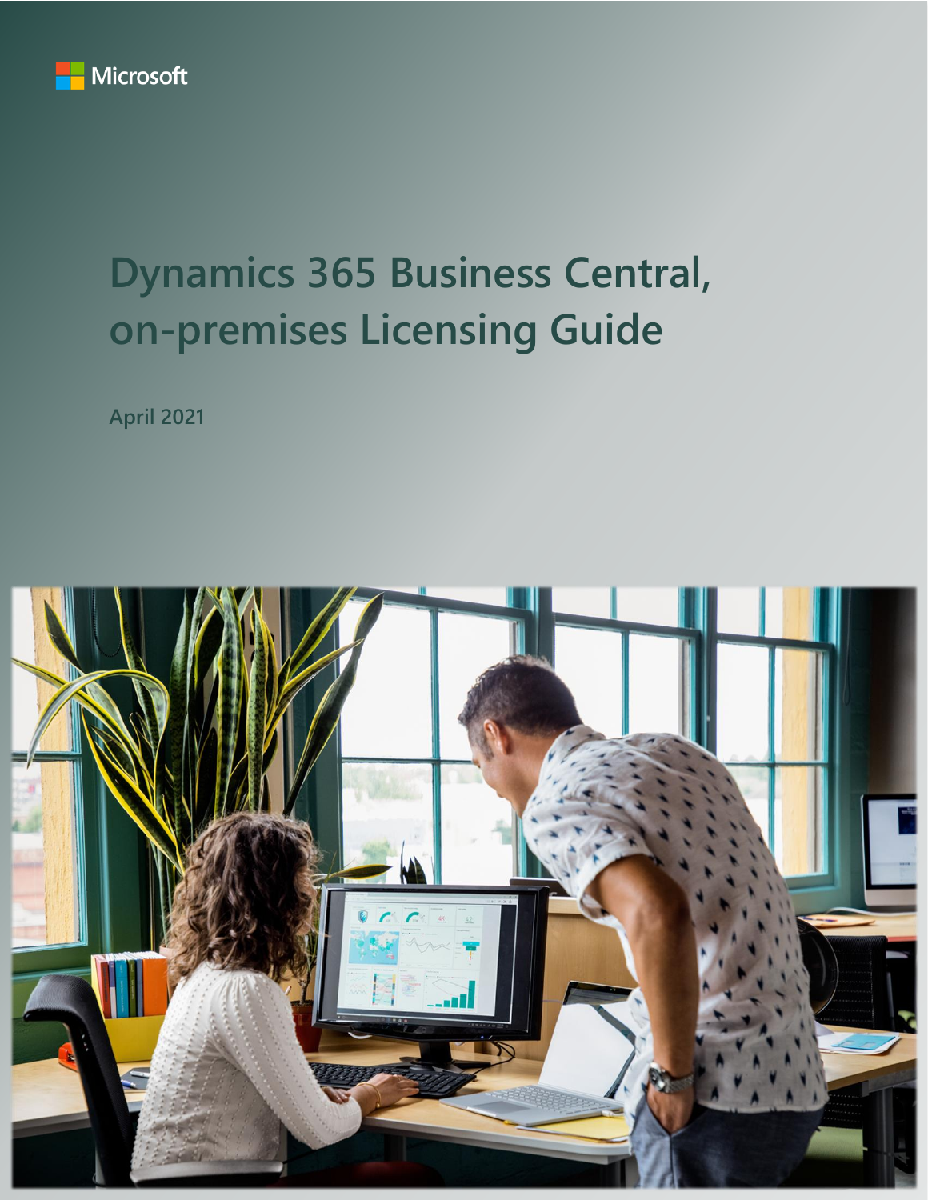Microsoft

# Dynamics 365 Business Central, on-premises Licensing Guide

April 2021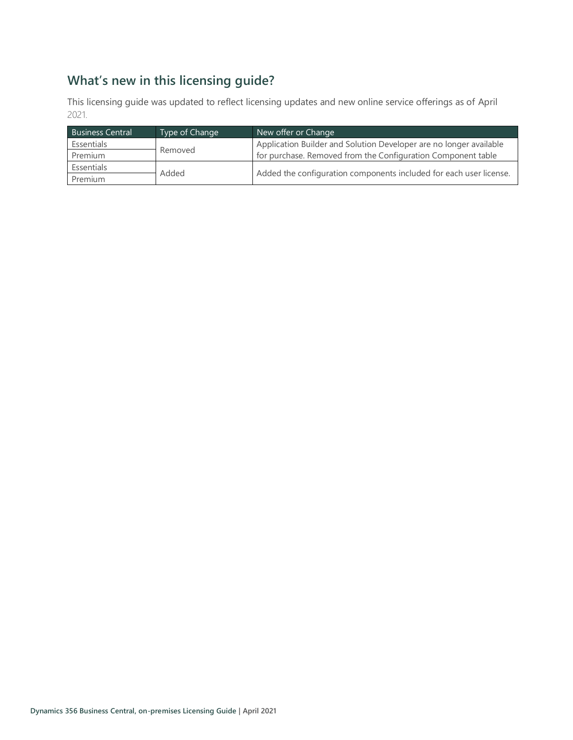## What's new in this licensing guide?

This licensing guide was updated to reflect licensing updates and new online service offerings as of April 2021.

| Business Central | Type of Change | New offer or Change |
| --- | --- | --- |
| Essentials | Removed | Application Builder and Solution Developer are no longer available for purchase. Removed from the Configuration Component table |
| Premium | | |
| Essentials | Added | Added the configuration components included for each user license. |
| Premium | | |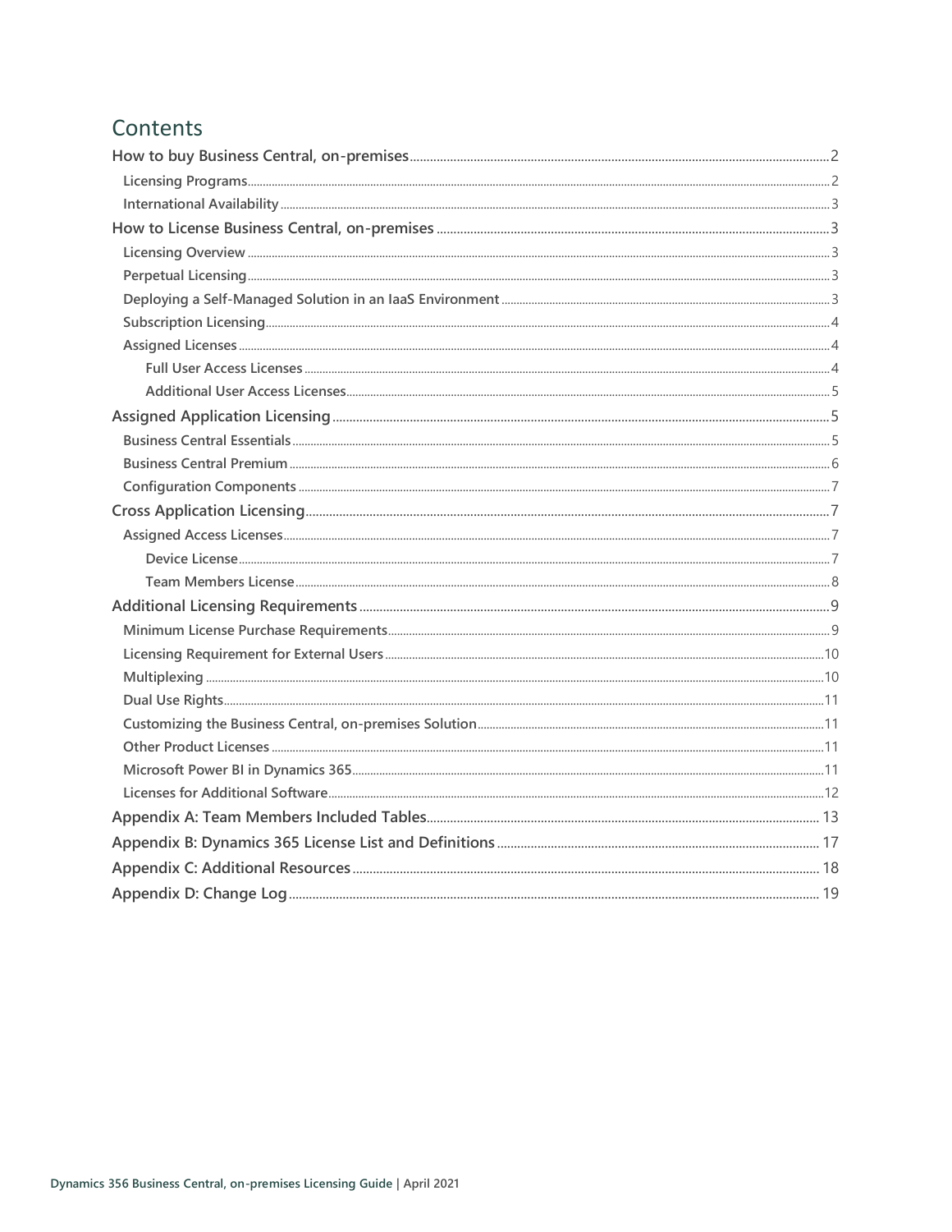# Contents

- How to buy Business Central, on-premises ... 2
  - Licensing Programs ... 2
  - International Availability ... 3
- How to License Business Central, on-premises ... 3
  - Licensing Overview ... 3
  - Perpetual Licensing ... 3
  - Deploying a Self-Managed Solution in an IaaS Environment ... 3
  - Subscription Licensing ... 4
  - Assigned Licenses ... 4
    - Full User Access Licenses ... 4
    - Additional User Access Licenses ... 5
- Assigned Application Licensing ... 5
  - Business Central Essentials ... 5
  - Business Central Premium ... 6
  - Configuration Components ... 7
- Cross Application Licensing ... 7
  - Assigned Access Licenses ... 7
    - Device License ... 7
    - Team Members License ... 8
- Additional Licensing Requirements ... 9
  - Minimum License Purchase Requirements ... 9
  - Licensing Requirement for External Users ... 10
  - Multiplexing ... 10
  - Dual Use Rights ... 11
  - Customizing the Business Central, on-premises Solution ... 11
  - Other Product Licenses ... 11
  - Microsoft Power BI in Dynamics 365 ... 11
  - Licenses for Additional Software ... 12
- Appendix A: Team Members Included Tables ... 13
- Appendix B: Dynamics 365 License List and Definitions ... 17
- Appendix C: Additional Resources ... 18
- Appendix D: Change Log ... 19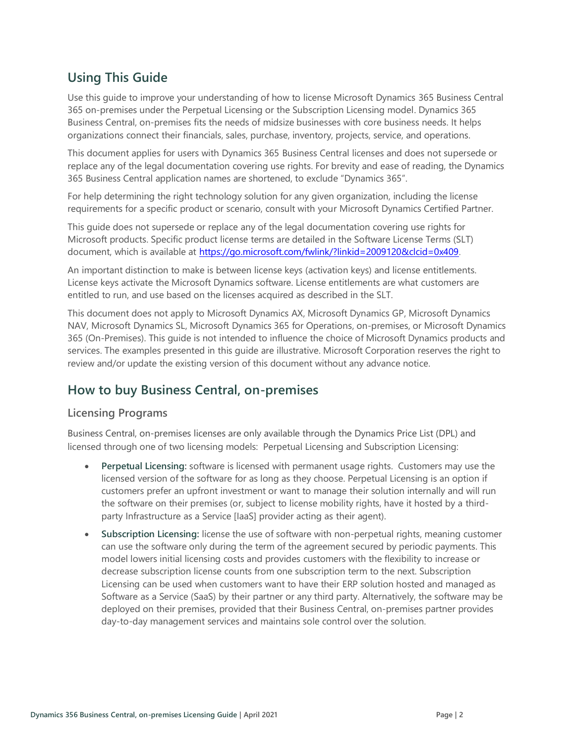## Using This Guide

Use this guide to improve your understanding of how to license Microsoft Dynamics 365 Business Central 365 on-premises under the Perpetual Licensing or the Subscription Licensing model. Dynamics 365 Business Central, on-premises fits the needs of midsize businesses with core business needs. It helps organizations connect their financials, sales, purchase, inventory, projects, service, and operations.

This document applies for users with Dynamics 365 Business Central licenses and does not supersede or replace any of the legal documentation covering use rights. For brevity and ease of reading, the Dynamics 365 Business Central application names are shortened, to exclude "Dynamics 365".

For help determining the right technology solution for any given organization, including the license requirements for a specific product or scenario, consult with your Microsoft Dynamics Certified Partner.

This guide does not supersede or replace any of the legal documentation covering use rights for Microsoft products. Specific product license terms are detailed in the Software License Terms (SLT) document, which is available at https://go.microsoft.com/fwlink/?linkid=2009120&clcid=0x409.

An important distinction to make is between license keys (activation keys) and license entitlements. License keys activate the Microsoft Dynamics software. License entitlements are what customers are entitled to run, and use based on the licenses acquired as described in the SLT.

This document does not apply to Microsoft Dynamics AX, Microsoft Dynamics GP, Microsoft Dynamics NAV, Microsoft Dynamics SL, Microsoft Dynamics 365 for Operations, on-premises, or Microsoft Dynamics 365 (On-Premises). This guide is not intended to influence the choice of Microsoft Dynamics products and services. The examples presented in this guide are illustrative. Microsoft Corporation reserves the right to review and/or update the existing version of this document without any advance notice.

## How to buy Business Central, on-premises

### Licensing Programs

Business Central, on-premises licenses are only available through the Dynamics Price List (DPL) and licensed through one of two licensing models: Perpetual Licensing and Subscription Licensing:

- **Perpetual Licensing:** software is licensed with permanent usage rights. Customers may use the licensed version of the software for as long as they choose. Perpetual Licensing is an option if customers prefer an upfront investment or want to manage their solution internally and will run the software on their premises (or, subject to license mobility rights, have it hosted by a third-party Infrastructure as a Service [IaaS] provider acting as their agent).
- **Subscription Licensing:** license the use of software with non-perpetual rights, meaning customer can use the software only during the term of the agreement secured by periodic payments. This model lowers initial licensing costs and provides customers with the flexibility to increase or decrease subscription license counts from one subscription term to the next. Subscription Licensing can be used when customers want to have their ERP solution hosted and managed as Software as a Service (SaaS) by their partner or any third party. Alternatively, the software may be deployed on their premises, provided that their Business Central, on-premises partner provides day-to-day management services and maintains sole control over the solution.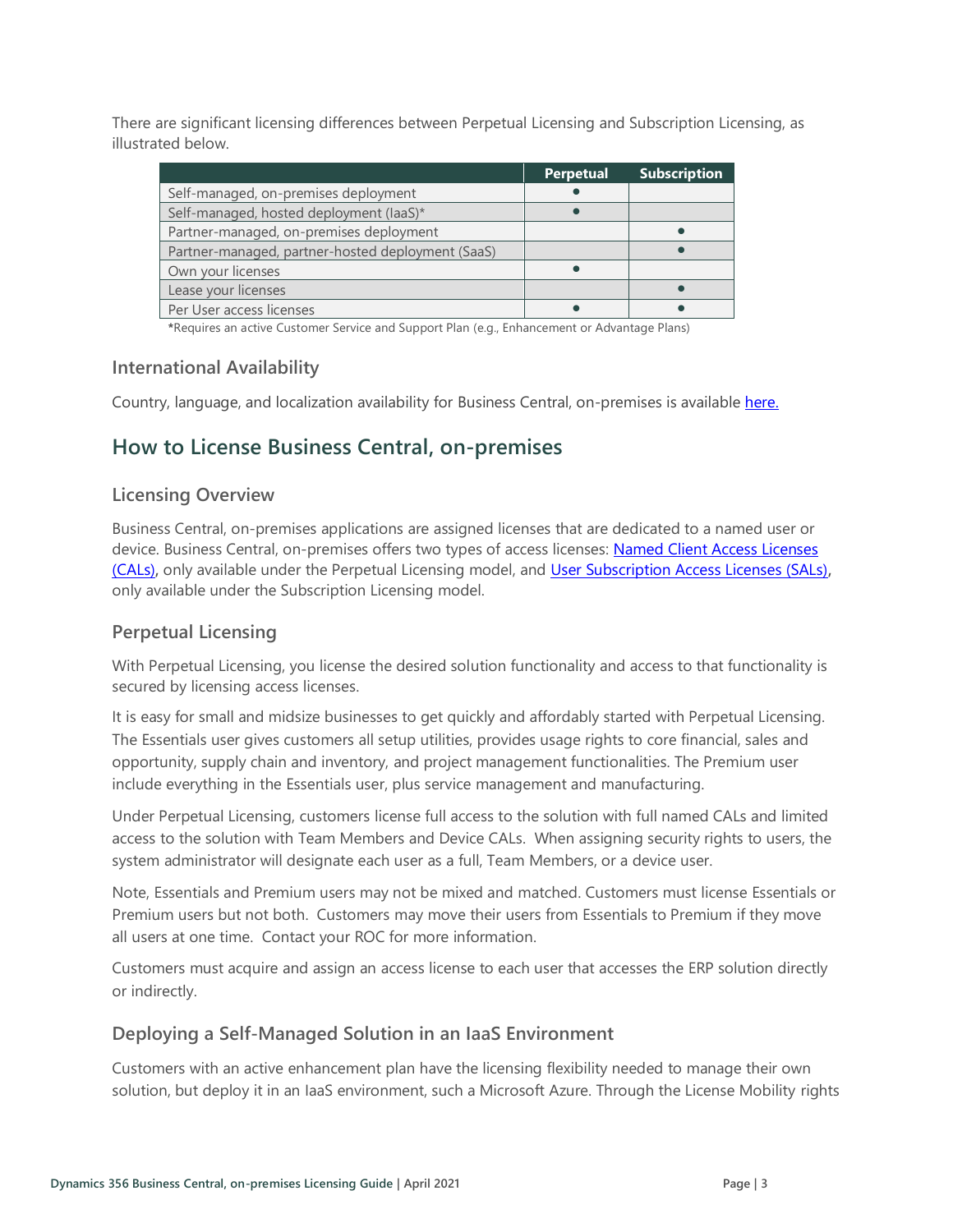There are significant licensing differences between Perpetual Licensing and Subscription Licensing, as illustrated below.

| | Perpetual | Subscription |
|---|---|---|
| Self-managed, on-premises deployment | ● | |
| Self-managed, hosted deployment (IaaS)* | ● | |
| Partner-managed, on-premises deployment | | ● |
| Partner-managed, partner-hosted deployment (SaaS) | | ● |
| Own your licenses | ● | |
| Lease your licenses | | ● |
| Per User access licenses | ● | ● |

*Requires an active Customer Service and Support Plan (e.g., Enhancement or Advantage Plans)

### International Availability

Country, language, and localization availability for Business Central, on-premises is available [here.]()

## How to License Business Central, on-premises

### Licensing Overview

Business Central, on-premises applications are assigned licenses that are dedicated to a named user or device. Business Central, on-premises offers two types of access licenses: [Named Client Access Licenses (CALs)](), only available under the Perpetual Licensing model, and [User Subscription Access Licenses (SALs)](), only available under the Subscription Licensing model.

### Perpetual Licensing

With Perpetual Licensing, you license the desired solution functionality and access to that functionality is secured by licensing access licenses.

It is easy for small and midsize businesses to get quickly and affordably started with Perpetual Licensing. The Essentials user gives customers all setup utilities, provides usage rights to core financial, sales and opportunity, supply chain and inventory, and project management functionalities. The Premium user include everything in the Essentials user, plus service management and manufacturing.

Under Perpetual Licensing, customers license full access to the solution with full named CALs and limited access to the solution with Team Members and Device CALs. When assigning security rights to users, the system administrator will designate each user as a full, Team Members, or a device user.

Note, Essentials and Premium users may not be mixed and matched. Customers must license Essentials or Premium users but not both. Customers may move their users from Essentials to Premium if they move all users at one time. Contact your ROC for more information.

Customers must acquire and assign an access license to each user that accesses the ERP solution directly or indirectly.

### Deploying a Self-Managed Solution in an IaaS Environment

Customers with an active enhancement plan have the licensing flexibility needed to manage their own solution, but deploy it in an IaaS environment, such a Microsoft Azure. Through the License Mobility rights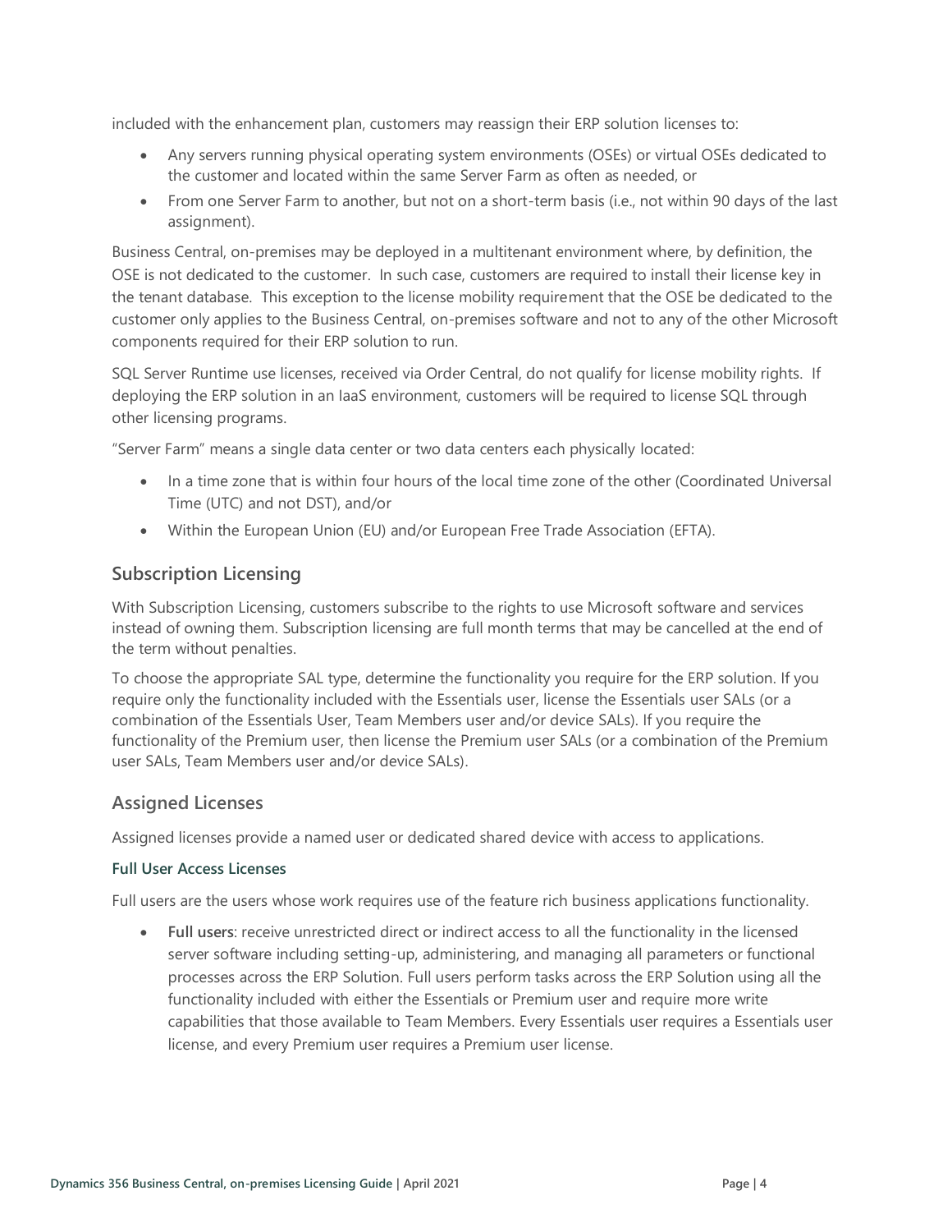included with the enhancement plan, customers may reassign their ERP solution licenses to:

- Any servers running physical operating system environments (OSEs) or virtual OSEs dedicated to the customer and located within the same Server Farm as often as needed, or
- From one Server Farm to another, but not on a short-term basis (i.e., not within 90 days of the last assignment).

Business Central, on-premises may be deployed in a multitenant environment where, by definition, the OSE is not dedicated to the customer. In such case, customers are required to install their license key in the tenant database. This exception to the license mobility requirement that the OSE be dedicated to the customer only applies to the Business Central, on-premises software and not to any of the other Microsoft components required for their ERP solution to run.

SQL Server Runtime use licenses, received via Order Central, do not qualify for license mobility rights. If deploying the ERP solution in an IaaS environment, customers will be required to license SQL through other licensing programs.

"Server Farm" means a single data center or two data centers each physically located:

- In a time zone that is within four hours of the local time zone of the other (Coordinated Universal Time (UTC) and not DST), and/or
- Within the European Union (EU) and/or European Free Trade Association (EFTA).

## Subscription Licensing

With Subscription Licensing, customers subscribe to the rights to use Microsoft software and services instead of owning them. Subscription licensing are full month terms that may be cancelled at the end of the term without penalties.

To choose the appropriate SAL type, determine the functionality you require for the ERP solution. If you require only the functionality included with the Essentials user, license the Essentials user SALs (or a combination of the Essentials User, Team Members user and/or device SALs). If you require the functionality of the Premium user, then license the Premium user SALs (or a combination of the Premium user SALs, Team Members user and/or device SALs).

## Assigned Licenses

Assigned licenses provide a named user or dedicated shared device with access to applications.

### Full User Access Licenses

Full users are the users whose work requires use of the feature rich business applications functionality.

- **Full users**: receive unrestricted direct or indirect access to all the functionality in the licensed server software including setting-up, administering, and managing all parameters or functional processes across the ERP Solution. Full users perform tasks across the ERP Solution using all the functionality included with either the Essentials or Premium user and require more write capabilities that those available to Team Members. Every Essentials user requires a Essentials user license, and every Premium user requires a Premium user license.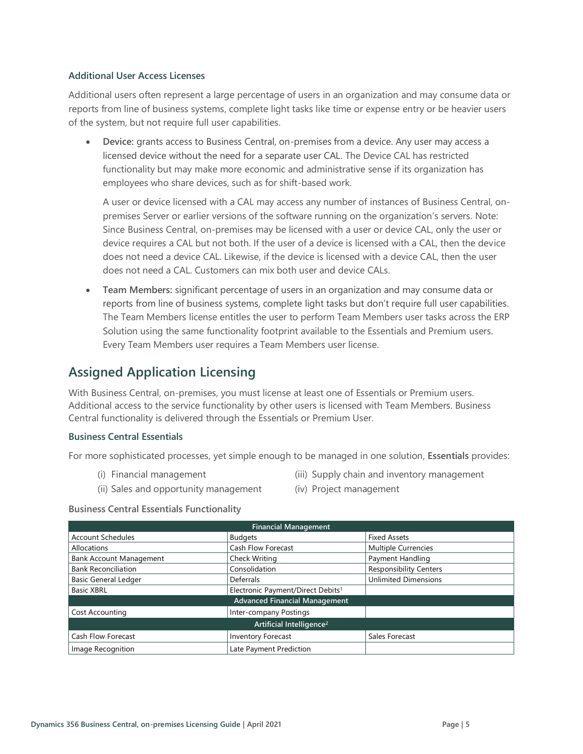### Additional User Access Licenses

Additional users often represent a large percentage of users in an organization and may consume data or reports from line of business systems, complete light tasks like time or expense entry or be heavier users of the system, but not require full user capabilities.

- **Device:** grants access to Business Central, on-premises from a device. Any user may access a licensed device without the need for a separate user CAL. The Device CAL has restricted functionality but may make more economic and administrative sense if its organization has employees who share devices, such as for shift-based work.

  A user or device licensed with a CAL may access any number of instances of Business Central, on-premises Server or earlier versions of the software running on the organization's servers. Note: Since Business Central, on-premises may be licensed with a user or device CAL, only the user or device requires a CAL but not both. If the user of a device is licensed with a CAL, then the device does not need a device CAL. Likewise, if the device is licensed with a device CAL, then the user does not need a CAL. Customers can mix both user and device CALs.

- **Team Members:** significant percentage of users in an organization and may consume data or reports from line of business systems, complete light tasks but don't require full user capabilities. The Team Members license entitles the user to perform Team Members user tasks across the ERP Solution using the same functionality footprint available to the Essentials and Premium users. Every Team Members user requires a Team Members user license.

## Assigned Application Licensing

With Business Central, on-premises, you must license at least one of Essentials or Premium users. Additional access to the service functionality by other users is licensed with Team Members. Business Central functionality is delivered through the Essentials or Premium User.

### Business Central Essentials

For more sophisticated processes, yet simple enough to be managed in one solution, **Essentials** provides:

(i) Financial management
(ii) Sales and opportunity management
(iii) Supply chain and inventory management
(iv) Project management

**Business Central Essentials Functionality**

| Financial Management | | |
|---|---|---|
| Account Schedules | Budgets | Fixed Assets |
| Allocations | Cash Flow Forecast | Multiple Currencies |
| Bank Account Management | Check Writing | Payment Handling |
| Bank Reconciliation | Consolidation | Responsibility Centers |
| Basic General Ledger | Deferrals | Unlimited Dimensions |
| Basic XBRL | Electronic Payment/Direct Debits[1] | |
| **Advanced Financial Management** | | |
| Cost Accounting | Inter-company Postings | |
| **Artificial Intelligence[2]** | | |
| Cash Flow Forecast | Inventory Forecast | Sales Forecast |
| Image Recognition | Late Payment Prediction | |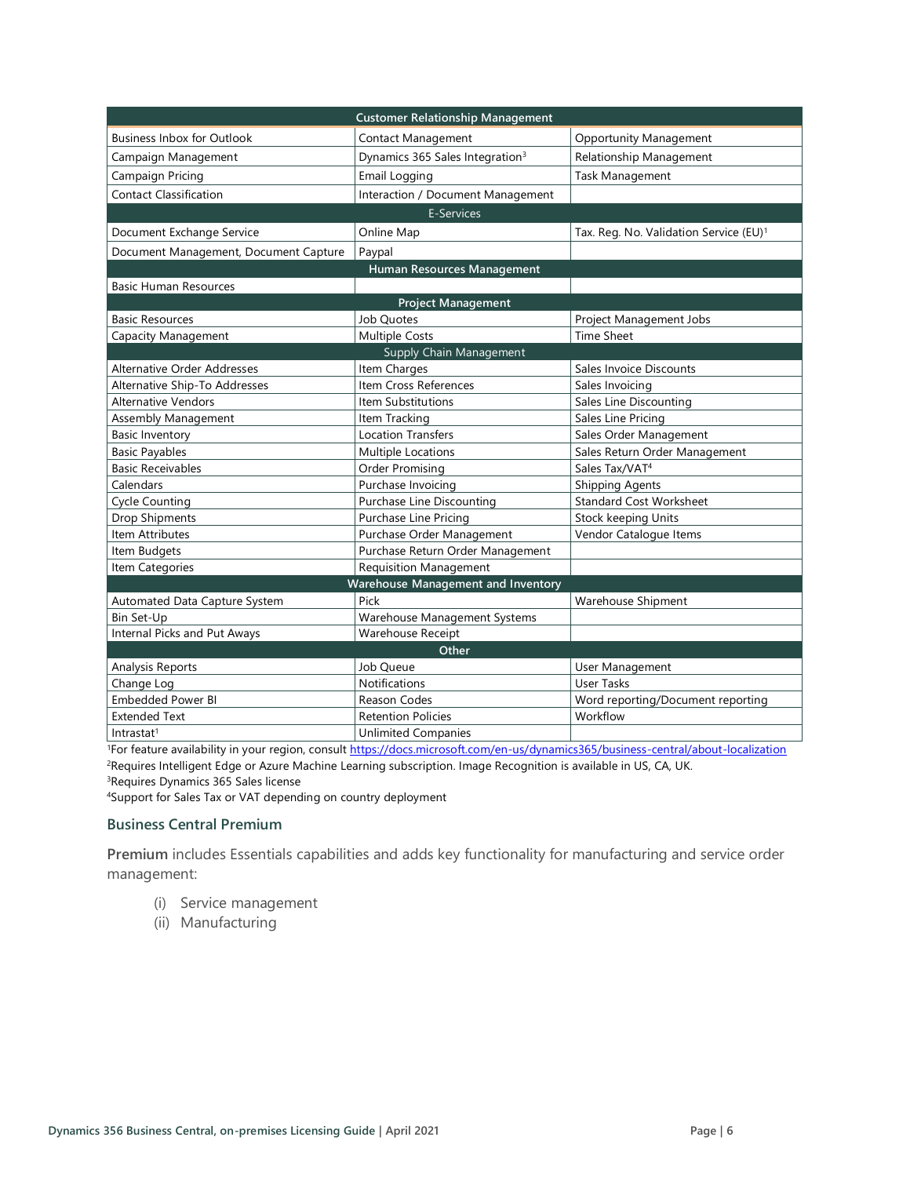| Customer Relationship Management | | |
|---|---|---|
| Business Inbox for Outlook | Contact Management | Opportunity Management |
| Campaign Management | Dynamics 365 Sales Integration[3] | Relationship Management |
| Campaign Pricing | Email Logging | Task Management |
| Contact Classification | Interaction / Document Management | |
| **E-Services** | | |
| Document Exchange Service | Online Map | Tax. Reg. No. Validation Service (EU)[1] |
| Document Management, Document Capture | Paypal | |
| **Human Resources Management** | | |
| Basic Human Resources | | |
| **Project Management** | | |
| Basic Resources | Job Quotes | Project Management Jobs |
| Capacity Management | Multiple Costs | Time Sheet |
| **Supply Chain Management** | | |
| Alternative Order Addresses | Item Charges | Sales Invoice Discounts |
| Alternative Ship-To Addresses | Item Cross References | Sales Invoicing |
| Alternative Vendors | Item Substitutions | Sales Line Discounting |
| Assembly Management | Item Tracking | Sales Line Pricing |
| Basic Inventory | Location Transfers | Sales Order Management |
| Basic Payables | Multiple Locations | Sales Return Order Management |
| Basic Receivables | Order Promising | Sales Tax/VAT[4] |
| Calendars | Purchase Invoicing | Shipping Agents |
| Cycle Counting | Purchase Line Discounting | Standard Cost Worksheet |
| Drop Shipments | Purchase Line Pricing | Stock keeping Units |
| Item Attributes | Purchase Order Management | Vendor Catalogue Items |
| Item Budgets | Purchase Return Order Management | |
| Item Categories | Requisition Management | |
| **Warehouse Management and Inventory** | | |
| Automated Data Capture System | Pick | Warehouse Shipment |
| Bin Set-Up | Warehouse Management Systems | |
| Internal Picks and Put Aways | Warehouse Receipt | |
| **Other** | | |
| Analysis Reports | Job Queue | User Management |
| Change Log | Notifications | User Tasks |
| Embedded Power BI | Reason Codes | Word reporting/Document reporting |
| Extended Text | Retention Policies | Workflow |
| Intrastat[1] | Unlimited Companies | |

[1]For feature availability in your region, consult https://docs.microsoft.com/en-us/dynamics365/business-central/about-localization
[2]Requires Intelligent Edge or Azure Machine Learning subscription. Image Recognition is available in US, CA, UK.
[3]Requires Dynamics 365 Sales license
[4]Support for Sales Tax or VAT depending on country deployment

### Business Central Premium

**Premium** includes Essentials capabilities and adds key functionality for manufacturing and service order management:

(i) Service management
(ii) Manufacturing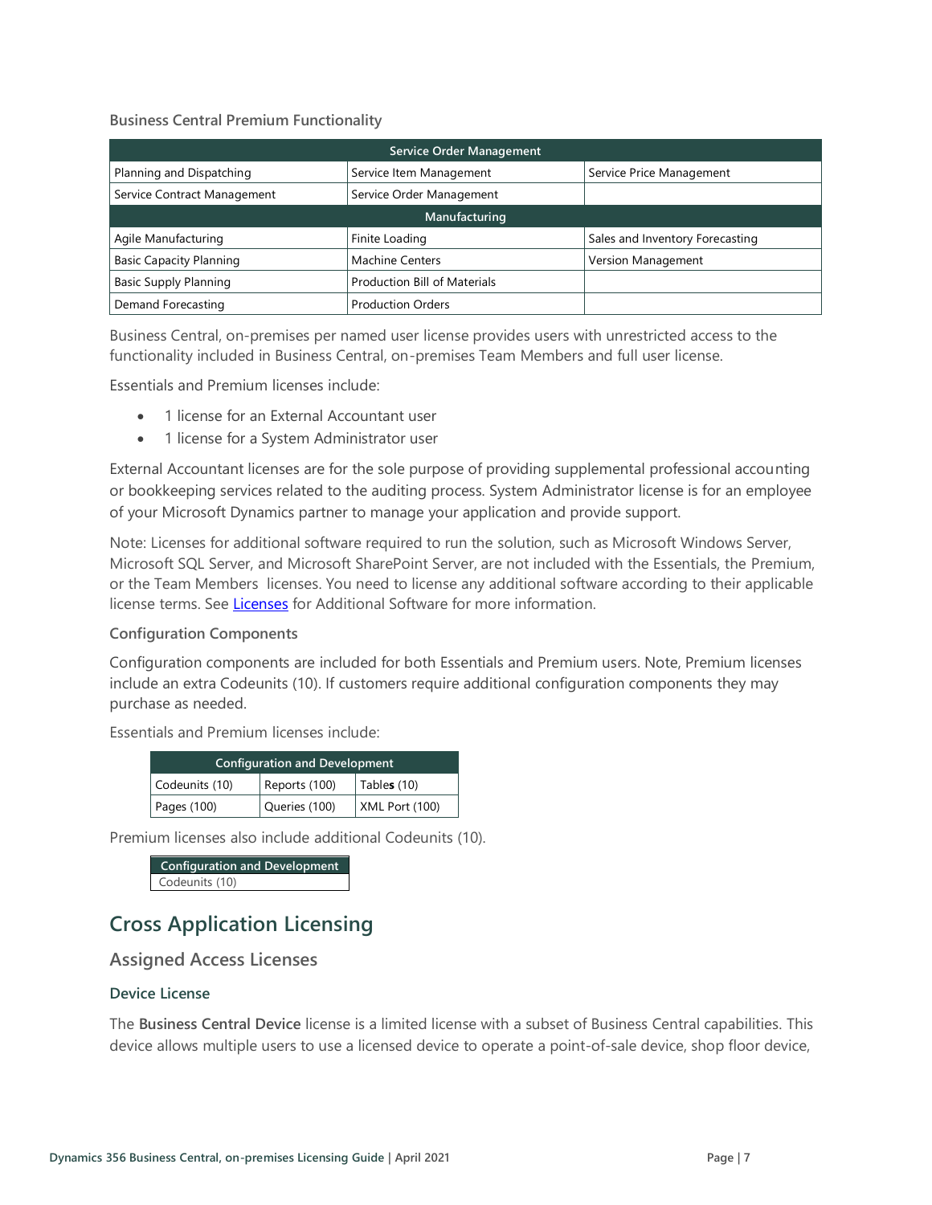**Business Central Premium Functionality**

| Service Order Management | | |
|---|---|---|
| Planning and Dispatching | Service Item Management | Service Price Management |
| Service Contract Management | Service Order Management | |
| **Manufacturing** | | |
| Agile Manufacturing | Finite Loading | Sales and Inventory Forecasting |
| Basic Capacity Planning | Machine Centers | Version Management |
| Basic Supply Planning | Production Bill of Materials | |
| Demand Forecasting | Production Orders | |

Business Central, on-premises per named user license provides users with unrestricted access to the functionality included in Business Central, on-premises Team Members and full user license.

Essentials and Premium licenses include:

- 1 license for an External Accountant user
- 1 license for a System Administrator user

External Accountant licenses are for the sole purpose of providing supplemental professional accounting or bookkeeping services related to the auditing process. System Administrator license is for an employee of your Microsoft Dynamics partner to manage your application and provide support.

Note: Licenses for additional software required to run the solution, such as Microsoft Windows Server, Microsoft SQL Server, and Microsoft SharePoint Server, are not included with the Essentials, the Premium, or the Team Members licenses. You need to license any additional software according to their applicable license terms. See [Licenses](#) for Additional Software for more information.

**Configuration Components**

Configuration components are included for both Essentials and Premium users. Note, Premium licenses include an extra Codeunits (10). If customers require additional configuration components they may purchase as needed.

Essentials and Premium licenses include:

| Configuration and Development | | |
|---|---|---|
| Codeunits (10) | Reports (100) | Tables (10) |
| Pages (100) | Queries (100) | XML Port (100) |

Premium licenses also include additional Codeunits (10).

| Configuration and Development |
|---|
| Codeunits (10) |

## Cross Application Licensing

### Assigned Access Licenses

#### Device License

The **Business Central Device** license is a limited license with a subset of Business Central capabilities. This device allows multiple users to use a licensed device to operate a point-of-sale device, shop floor device,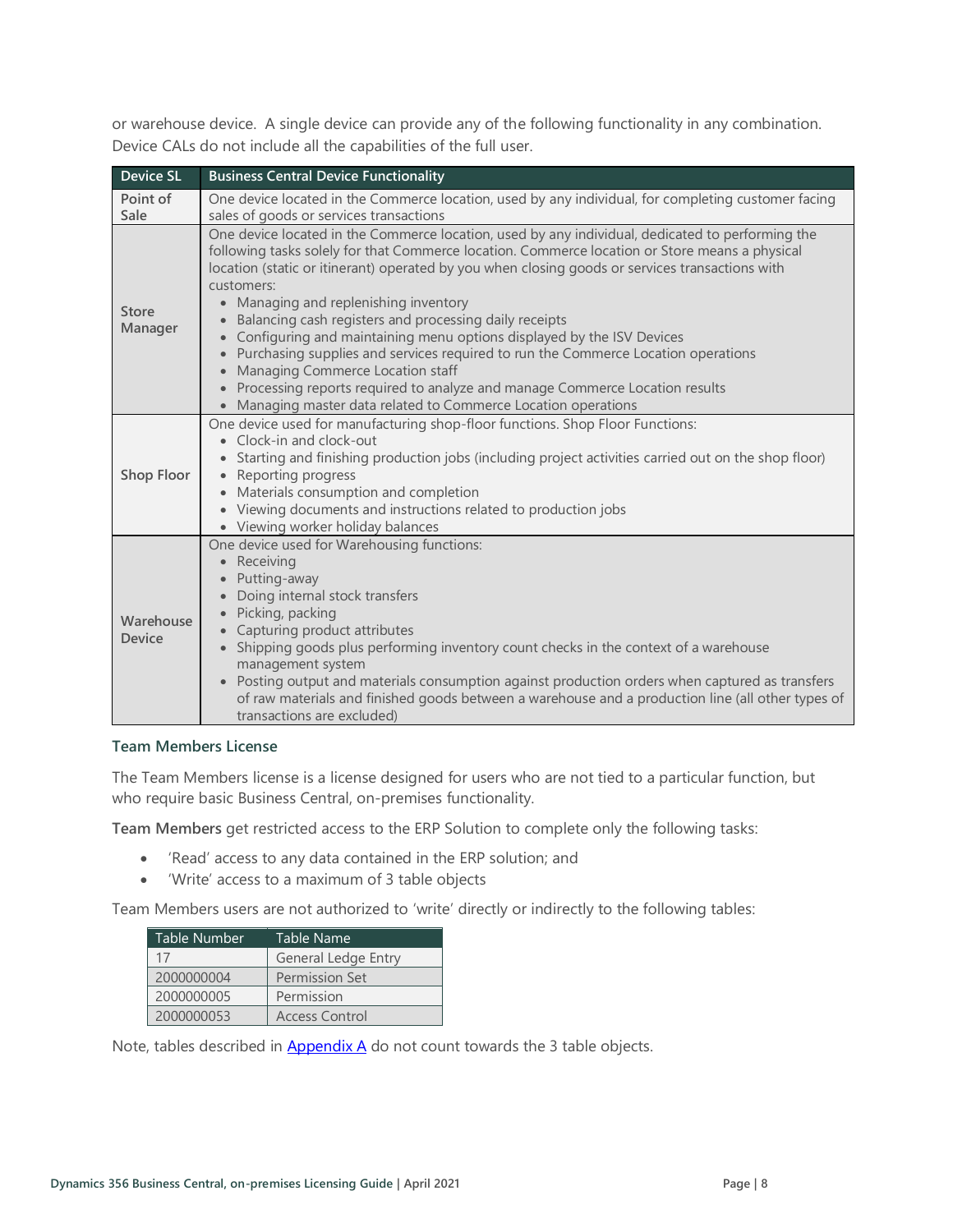or warehouse device. A single device can provide any of the following functionality in any combination. Device CALs do not include all the capabilities of the full user.

| Device SL | Business Central Device Functionality |
|---|---|
| Point of Sale | One device located in the Commerce location, used by any individual, for completing customer facing sales of goods or services transactions |
| Store Manager | One device located in the Commerce location, used by any individual, dedicated to performing the following tasks solely for that Commerce location. Commerce location or Store means a physical location (static or itinerant) operated by you when closing goods or services transactions with customers:<br>• Managing and replenishing inventory<br>• Balancing cash registers and processing daily receipts<br>• Configuring and maintaining menu options displayed by the ISV Devices<br>• Purchasing supplies and services required to run the Commerce Location operations<br>• Managing Commerce Location staff<br>• Processing reports required to analyze and manage Commerce Location results<br>• Managing master data related to Commerce Location operations |
| Shop Floor | One device used for manufacturing shop-floor functions. Shop Floor Functions:<br>• Clock-in and clock-out<br>• Starting and finishing production jobs (including project activities carried out on the shop floor)<br>• Reporting progress<br>• Materials consumption and completion<br>• Viewing documents and instructions related to production jobs<br>• Viewing worker holiday balances |
| Warehouse Device | One device used for Warehousing functions:<br>• Receiving<br>• Putting-away<br>• Doing internal stock transfers<br>• Picking, packing<br>• Capturing product attributes<br>• Shipping goods plus performing inventory count checks in the context of a warehouse management system<br>• Posting output and materials consumption against production orders when captured as transfers of raw materials and finished goods between a warehouse and a production line (all other types of transactions are excluded) |

### Team Members License

The Team Members license is a license designed for users who are not tied to a particular function, but who require basic Business Central, on-premises functionality.

**Team Members** get restricted access to the ERP Solution to complete only the following tasks:

- 'Read' access to any data contained in the ERP solution; and
- 'Write' access to a maximum of 3 table objects

Team Members users are not authorized to 'write' directly or indirectly to the following tables:

| Table Number | Table Name |
|---|---|
| 17 | General Ledge Entry |
| 2000000004 | Permission Set |
| 2000000005 | Permission |
| 2000000053 | Access Control |

Note, tables described in Appendix A do not count towards the 3 table objects.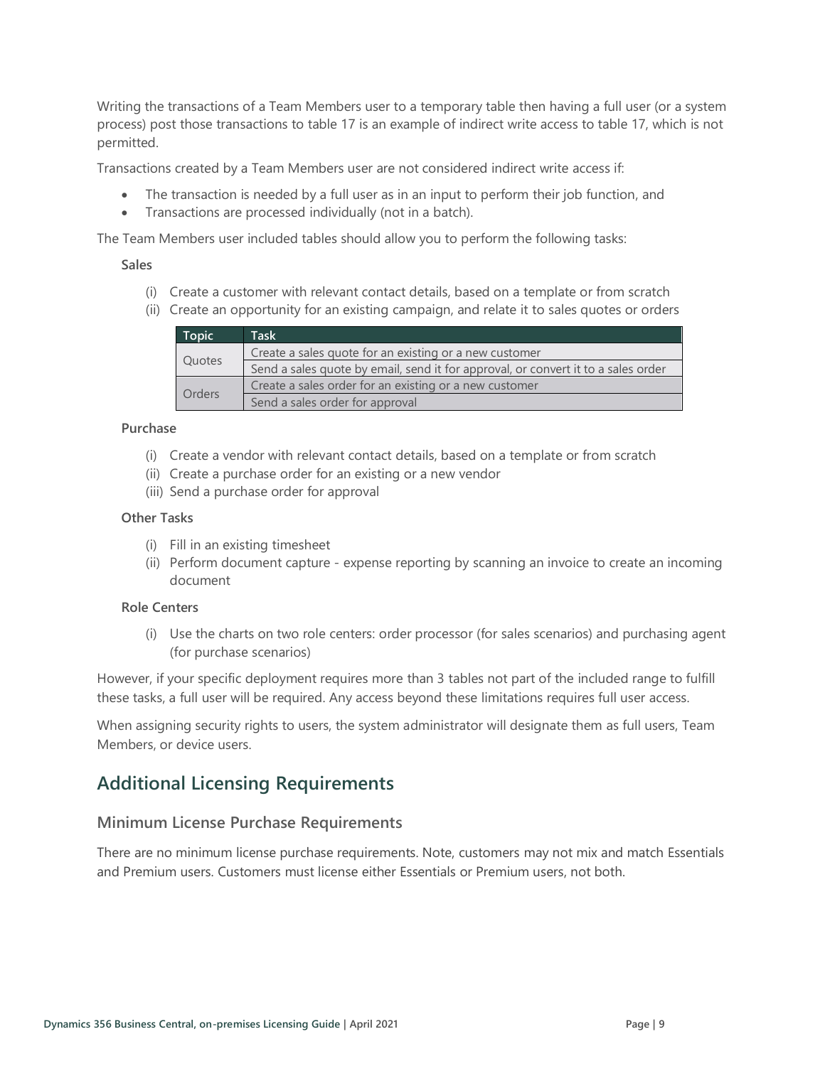Writing the transactions of a Team Members user to a temporary table then having a full user (or a system process) post those transactions to table 17 is an example of indirect write access to table 17, which is not permitted.

Transactions created by a Team Members user are not considered indirect write access if:

- The transaction is needed by a full user as in an input to perform their job function, and
- Transactions are processed individually (not in a batch).

The Team Members user included tables should allow you to perform the following tasks:

**Sales**

(i) Create a customer with relevant contact details, based on a template or from scratch
(ii) Create an opportunity for an existing campaign, and relate it to sales quotes or orders

| Topic | Task |
|---|---|
| Quotes | Create a sales quote for an existing or a new customer |
| | Send a sales quote by email, send it for approval, or convert it to a sales order |
| Orders | Create a sales order for an existing or a new customer |
| | Send a sales order for approval |

**Purchase**

(i) Create a vendor with relevant contact details, based on a template or from scratch
(ii) Create a purchase order for an existing or a new vendor
(iii) Send a purchase order for approval

**Other Tasks**

(i) Fill in an existing timesheet
(ii) Perform document capture - expense reporting by scanning an invoice to create an incoming document

**Role Centers**

(i) Use the charts on two role centers: order processor (for sales scenarios) and purchasing agent (for purchase scenarios)

However, if your specific deployment requires more than 3 tables not part of the included range to fulfill these tasks, a full user will be required. Any access beyond these limitations requires full user access.

When assigning security rights to users, the system administrator will designate them as full users, Team Members, or device users.

## Additional Licensing Requirements

### Minimum License Purchase Requirements

There are no minimum license purchase requirements. Note, customers may not mix and match Essentials and Premium users. Customers must license either Essentials or Premium users, not both.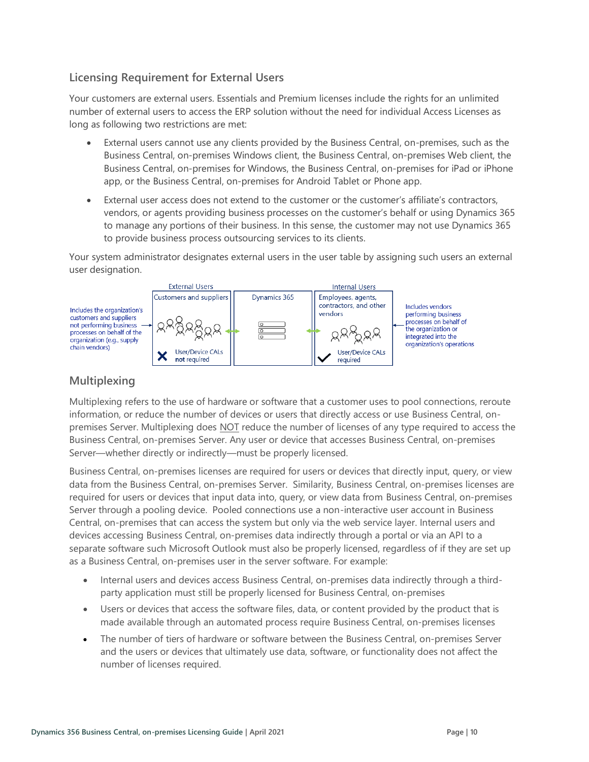## Licensing Requirement for External Users

Your customers are external users. Essentials and Premium licenses include the rights for an unlimited number of external users to access the ERP solution without the need for individual Access Licenses as long as following two restrictions are met:

- External users cannot use any clients provided by the Business Central, on-premises, such as the Business Central, on-premises Windows client, the Business Central, on-premises Web client, the Business Central, on-premises for Windows, the Business Central, on-premises for iPad or iPhone app, or the Business Central, on-premises for Android Tablet or Phone app.
- External user access does not extend to the customer or the customer's affiliate's contractors, vendors, or agents providing business processes on the customer's behalf or using Dynamics 365 to manage any portions of their business. In this sense, the customer may not use Dynamics 365 to provide business process outsourcing services to its clients.

Your system administrator designates external users in the user table by assigning such users an external user designation.

| External Users | | Internal Users |
| --- | --- | --- |
| Customers and suppliers | Dynamics 365 | Employees, agents, contractors, and other vendors |
| User/Device CALs **not** required | | User/Device CALs required |

Includes the organization's customers and suppliers not performing business processes on behalf of the organization (e.g., supply chain vendors)

Includes vendors performing business processes on behalf of the organization or integrated into the organization's operations

## Multiplexing

Multiplexing refers to the use of hardware or software that a customer uses to pool connections, reroute information, or reduce the number of devices or users that directly access or use Business Central, on-premises Server. Multiplexing does <u>NOT</u> reduce the number of licenses of any type required to access the Business Central, on-premises Server. Any user or device that accesses Business Central, on-premises Server—whether directly or indirectly—must be properly licensed.

Business Central, on-premises licenses are required for users or devices that directly input, query, or view data from the Business Central, on-premises Server. Similarity, Business Central, on-premises licenses are required for users or devices that input data into, query, or view data from Business Central, on-premises Server through a pooling device. Pooled connections use a non-interactive user account in Business Central, on-premises that can access the system but only via the web service layer. Internal users and devices accessing Business Central, on-premises data indirectly through a portal or via an API to a separate software such Microsoft Outlook must also be properly licensed, regardless of if they are set up as a Business Central, on-premises user in the server software. For example:

- Internal users and devices access Business Central, on-premises data indirectly through a third-party application must still be properly licensed for Business Central, on-premises
- Users or devices that access the software files, data, or content provided by the product that is made available through an automated process require Business Central, on-premises licenses
- The number of tiers of hardware or software between the Business Central, on-premises Server and the users or devices that ultimately use data, software, or functionality does not affect the number of licenses required.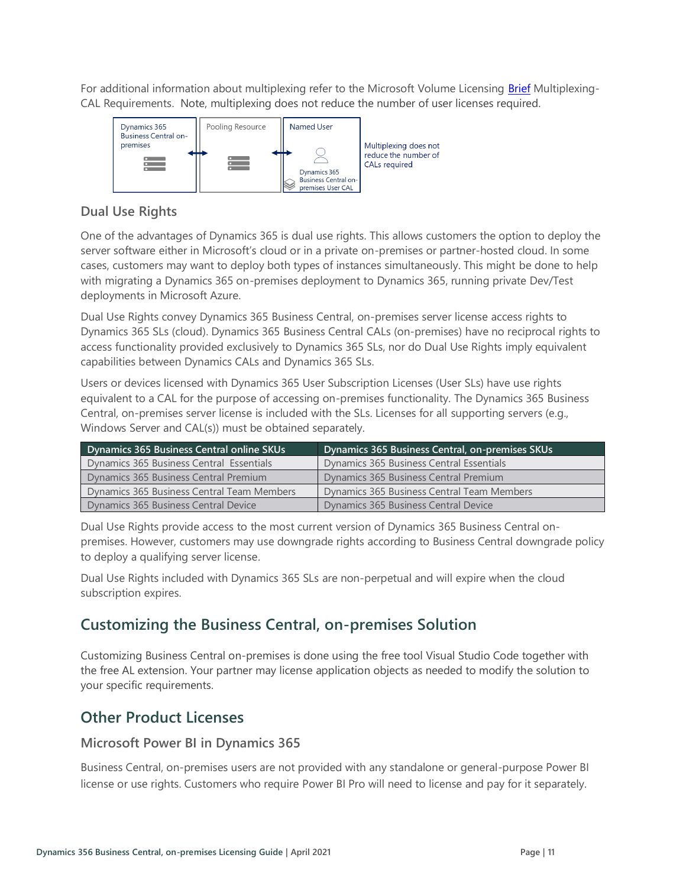For additional information about multiplexing refer to the Microsoft Volume Licensing [Brief](#) Multiplexing-CAL Requirements. Note, multiplexing does not reduce the number of user licenses required.

Dynamics 365 Business Central on-premises ↔ Pooling Resource ↔ Named User — Dynamics 365 Business Central on-premises User CAL

Multiplexing does not reduce the number of CALs required

### Dual Use Rights

One of the advantages of Dynamics 365 is dual use rights. This allows customers the option to deploy the server software either in Microsoft's cloud or in a private on-premises or partner-hosted cloud. In some cases, customers may want to deploy both types of instances simultaneously. This might be done to help with migrating a Dynamics 365 on-premises deployment to Dynamics 365, running private Dev/Test deployments in Microsoft Azure.

Dual Use Rights convey Dynamics 365 Business Central, on-premises server license access rights to Dynamics 365 SLs (cloud). Dynamics 365 Business Central CALs (on-premises) have no reciprocal rights to access functionality provided exclusively to Dynamics 365 SLs, nor do Dual Use Rights imply equivalent capabilities between Dynamics CALs and Dynamics 365 SLs.

Users or devices licensed with Dynamics 365 User Subscription Licenses (User SLs) have use rights equivalent to a CAL for the purpose of accessing on-premises functionality. The Dynamics 365 Business Central, on-premises server license is included with the SLs. Licenses for all supporting servers (e.g., Windows Server and CAL(s)) must be obtained separately.

| Dynamics 365 Business Central online SKUs | Dynamics 365 Business Central, on-premises SKUs |
|---|---|
| Dynamics 365 Business Central Essentials | Dynamics 365 Business Central Essentials |
| Dynamics 365 Business Central Premium | Dynamics 365 Business Central Premium |
| Dynamics 365 Business Central Team Members | Dynamics 365 Business Central Team Members |
| Dynamics 365 Business Central Device | Dynamics 365 Business Central Device |

Dual Use Rights provide access to the most current version of Dynamics 365 Business Central on-premises. However, customers may use downgrade rights according to Business Central downgrade policy to deploy a qualifying server license.

Dual Use Rights included with Dynamics 365 SLs are non-perpetual and will expire when the cloud subscription expires.

## Customizing the Business Central, on-premises Solution

Customizing Business Central on-premises is done using the free tool Visual Studio Code together with the free AL extension. Your partner may license application objects as needed to modify the solution to your specific requirements.

## Other Product Licenses

### Microsoft Power BI in Dynamics 365

Business Central, on-premises users are not provided with any standalone or general-purpose Power BI license or use rights. Customers who require Power BI Pro will need to license and pay for it separately.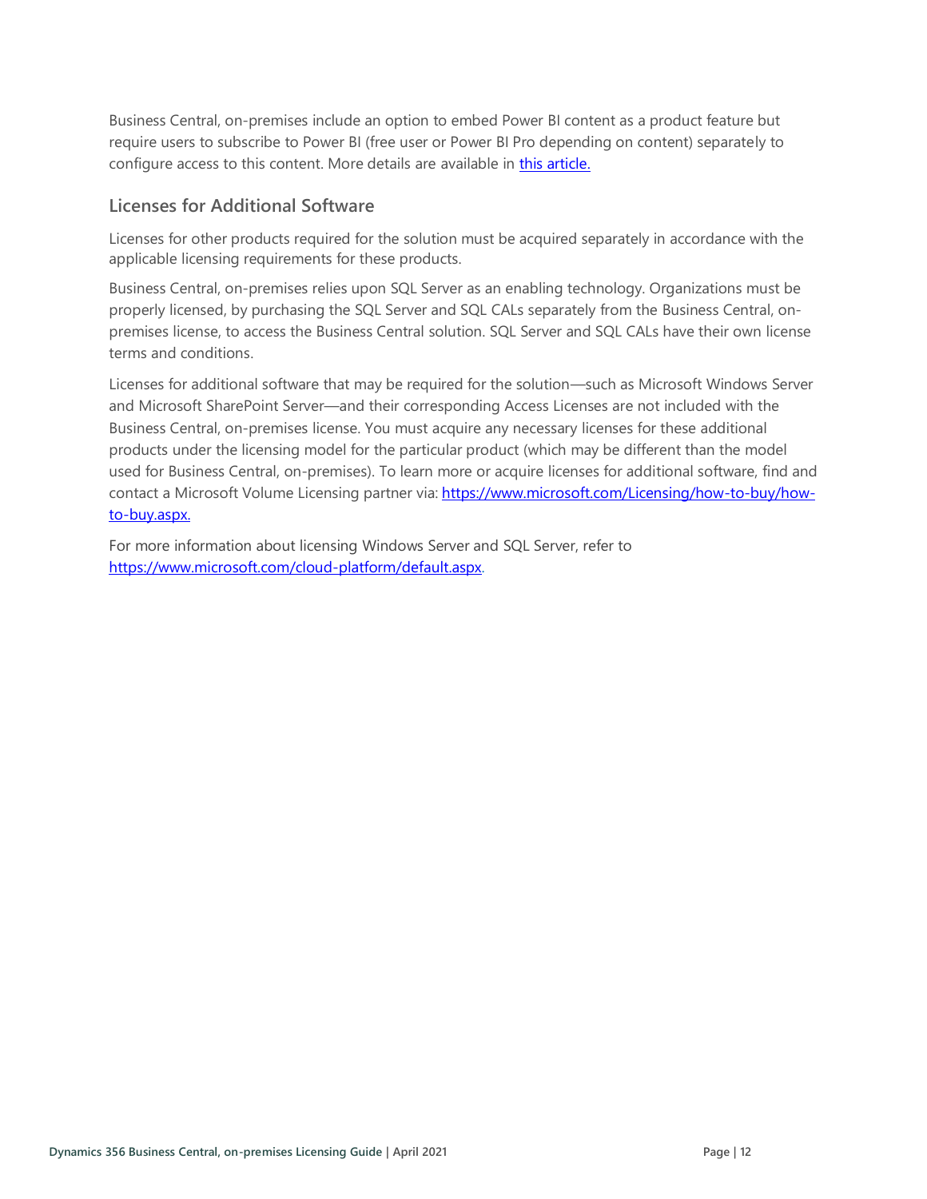Business Central, on-premises include an option to embed Power BI content as a product feature but require users to subscribe to Power BI (free user or Power BI Pro depending on content) separately to configure access to this content. More details are available in [this article.](#)

## Licenses for Additional Software

Licenses for other products required for the solution must be acquired separately in accordance with the applicable licensing requirements for these products.

Business Central, on-premises relies upon SQL Server as an enabling technology. Organizations must be properly licensed, by purchasing the SQL Server and SQL CALs separately from the Business Central, on-premises license, to access the Business Central solution. SQL Server and SQL CALs have their own license terms and conditions.

Licenses for additional software that may be required for the solution—such as Microsoft Windows Server and Microsoft SharePoint Server—and their corresponding Access Licenses are not included with the Business Central, on-premises license. You must acquire any necessary licenses for these additional products under the licensing model for the particular product (which may be different than the model used for Business Central, on-premises). To learn more or acquire licenses for additional software, find and contact a Microsoft Volume Licensing partner via: [https://www.microsoft.com/Licensing/how-to-buy/how-to-buy.aspx.](https://www.microsoft.com/Licensing/how-to-buy/how-to-buy.aspx)

For more information about licensing Windows Server and SQL Server, refer to [https://www.microsoft.com/cloud-platform/default.aspx](https://www.microsoft.com/cloud-platform/default.aspx).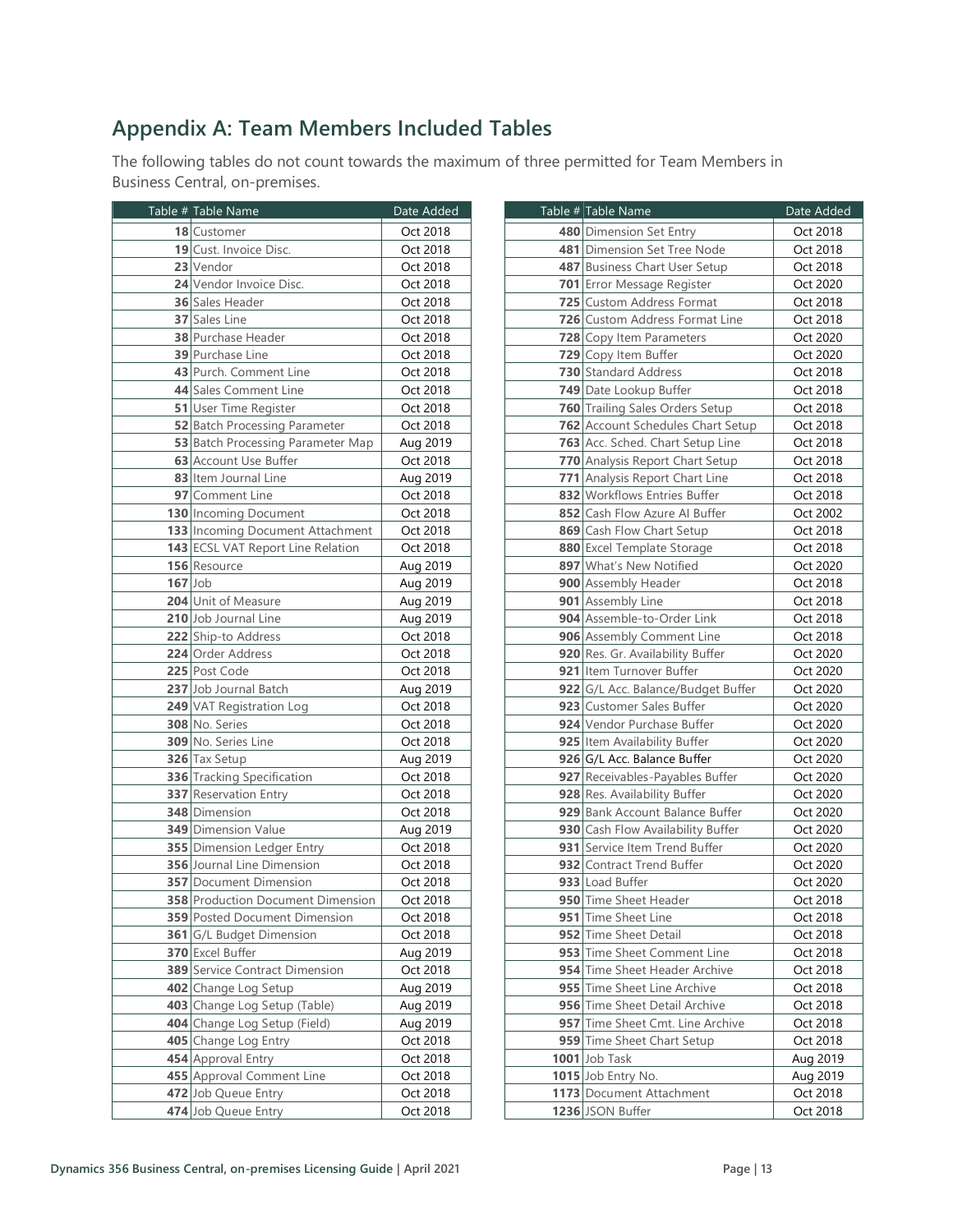## Appendix A: Team Members Included Tables

The following tables do not count towards the maximum of three permitted for Team Members in Business Central, on-premises.

| Table # | Table Name | Date Added |
|---|---|---|
| 18 | Customer | Oct 2018 |
| 19 | Cust. Invoice Disc. | Oct 2018 |
| 23 | Vendor | Oct 2018 |
| 24 | Vendor Invoice Disc. | Oct 2018 |
| 36 | Sales Header | Oct 2018 |
| 37 | Sales Line | Oct 2018 |
| 38 | Purchase Header | Oct 2018 |
| 39 | Purchase Line | Oct 2018 |
| 43 | Purch. Comment Line | Oct 2018 |
| 44 | Sales Comment Line | Oct 2018 |
| 51 | User Time Register | Oct 2018 |
| 52 | Batch Processing Parameter | Oct 2018 |
| 53 | Batch Processing Parameter Map | Aug 2019 |
| 63 | Account Use Buffer | Oct 2018 |
| 83 | Item Journal Line | Aug 2019 |
| 97 | Comment Line | Oct 2018 |
| 130 | Incoming Document | Oct 2018 |
| 133 | Incoming Document Attachment | Oct 2018 |
| 143 | ECSL VAT Report Line Relation | Oct 2018 |
| 156 | Resource | Aug 2019 |
| 167 | Job | Aug 2019 |
| 204 | Unit of Measure | Aug 2019 |
| 210 | Job Journal Line | Aug 2019 |
| 222 | Ship-to Address | Oct 2018 |
| 224 | Order Address | Oct 2018 |
| 225 | Post Code | Oct 2018 |
| 237 | Job Journal Batch | Aug 2019 |
| 249 | VAT Registration Log | Oct 2018 |
| 308 | No. Series | Oct 2018 |
| 309 | No. Series Line | Oct 2018 |
| 326 | Tax Setup | Aug 2019 |
| 336 | Tracking Specification | Oct 2018 |
| 337 | Reservation Entry | Oct 2018 |
| 348 | Dimension | Oct 2018 |
| 349 | Dimension Value | Aug 2019 |
| 355 | Dimension Ledger Entry | Oct 2018 |
| 356 | Journal Line Dimension | Oct 2018 |
| 357 | Document Dimension | Oct 2018 |
| 358 | Production Document Dimension | Oct 2018 |
| 359 | Posted Document Dimension | Oct 2018 |
| 361 | G/L Budget Dimension | Oct 2018 |
| 370 | Excel Buffer | Aug 2019 |
| 389 | Service Contract Dimension | Oct 2018 |
| 402 | Change Log Setup | Aug 2019 |
| 403 | Change Log Setup (Table) | Aug 2019 |
| 404 | Change Log Setup (Field) | Aug 2019 |
| 405 | Change Log Entry | Oct 2018 |
| 454 | Approval Entry | Oct 2018 |
| 455 | Approval Comment Line | Oct 2018 |
| 472 | Job Queue Entry | Oct 2018 |
| 474 | Job Queue Entry | Oct 2018 |
| 480 | Dimension Set Entry | Oct 2018 |
| 481 | Dimension Set Tree Node | Oct 2018 |
| 487 | Business Chart User Setup | Oct 2018 |
| 701 | Error Message Register | Oct 2020 |
| 725 | Custom Address Format | Oct 2018 |
| 726 | Custom Address Format Line | Oct 2018 |
| 728 | Copy Item Parameters | Oct 2020 |
| 729 | Copy Item Buffer | Oct 2020 |
| 730 | Standard Address | Oct 2018 |
| 749 | Date Lookup Buffer | Oct 2018 |
| 760 | Trailing Sales Orders Setup | Oct 2018 |
| 762 | Account Schedules Chart Setup | Oct 2018 |
| 763 | Acc. Sched. Chart Setup Line | Oct 2018 |
| 770 | Analysis Report Chart Setup | Oct 2018 |
| 771 | Analysis Report Chart Line | Oct 2018 |
| 832 | Workflows Entries Buffer | Oct 2018 |
| 852 | Cash Flow Azure AI Buffer | Oct 2002 |
| 869 | Cash Flow Chart Setup | Oct 2018 |
| 880 | Excel Template Storage | Oct 2018 |
| 897 | What's New Notified | Oct 2020 |
| 900 | Assembly Header | Oct 2018 |
| 901 | Assembly Line | Oct 2018 |
| 904 | Assemble-to-Order Link | Oct 2018 |
| 906 | Assembly Comment Line | Oct 2018 |
| 920 | Res. Gr. Availability Buffer | Oct 2020 |
| 921 | Item Turnover Buffer | Oct 2020 |
| 922 | G/L Acc. Balance/Budget Buffer | Oct 2020 |
| 923 | Customer Sales Buffer | Oct 2020 |
| 924 | Vendor Purchase Buffer | Oct 2020 |
| 925 | Item Availability Buffer | Oct 2020 |
| 926 | G/L Acc. Balance Buffer | Oct 2020 |
| 927 | Receivables-Payables Buffer | Oct 2020 |
| 928 | Res. Availability Buffer | Oct 2020 |
| 929 | Bank Account Balance Buffer | Oct 2020 |
| 930 | Cash Flow Availability Buffer | Oct 2020 |
| 931 | Service Item Trend Buffer | Oct 2020 |
| 932 | Contract Trend Buffer | Oct 2020 |
| 933 | Load Buffer | Oct 2020 |
| 950 | Time Sheet Header | Oct 2018 |
| 951 | Time Sheet Line | Oct 2018 |
| 952 | Time Sheet Detail | Oct 2018 |
| 953 | Time Sheet Comment Line | Oct 2018 |
| 954 | Time Sheet Header Archive | Oct 2018 |
| 955 | Time Sheet Line Archive | Oct 2018 |
| 956 | Time Sheet Detail Archive | Oct 2018 |
| 957 | Time Sheet Cmt. Line Archive | Oct 2018 |
| 959 | Time Sheet Chart Setup | Oct 2018 |
| 1001 | Job Task | Aug 2019 |
| 1015 | Job Entry No. | Aug 2019 |
| 1173 | Document Attachment | Oct 2018 |
| 1236 | JSON Buffer | Oct 2018 |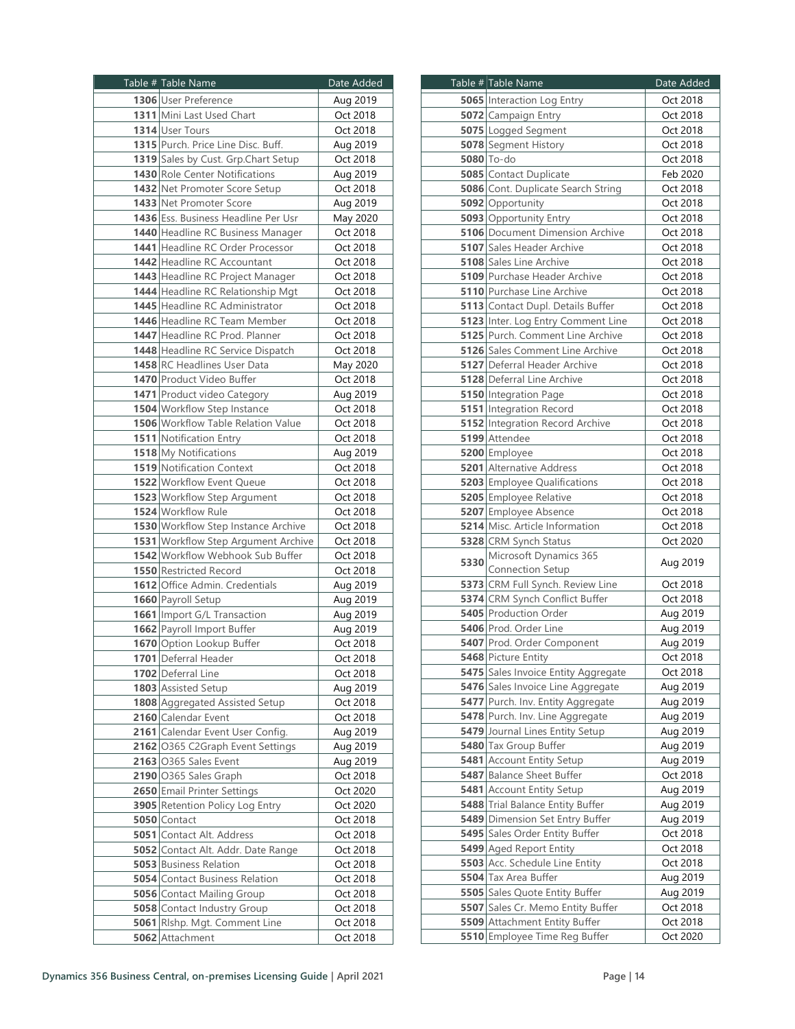| Table # | Table Name | Date Added |
|---|---|---|
| **1306** | User Preference | Aug 2019 |
| **1311** | Mini Last Used Chart | Oct 2018 |
| **1314** | User Tours | Oct 2018 |
| **1315** | Purch. Price Line Disc. Buff. | Aug 2019 |
| **1319** | Sales by Cust. Grp.Chart Setup | Oct 2018 |
| **1430** | Role Center Notifications | Aug 2019 |
| **1432** | Net Promoter Score Setup | Oct 2018 |
| **1433** | Net Promoter Score | Aug 2019 |
| **1436** | Ess. Business Headline Per Usr | May 2020 |
| **1440** | Headline RC Business Manager | Oct 2018 |
| **1441** | Headline RC Order Processor | Oct 2018 |
| **1442** | Headline RC Accountant | Oct 2018 |
| **1443** | Headline RC Project Manager | Oct 2018 |
| **1444** | Headline RC Relationship Mgt | Oct 2018 |
| **1445** | Headline RC Administrator | Oct 2018 |
| **1446** | Headline RC Team Member | Oct 2018 |
| **1447** | Headline RC Prod. Planner | Oct 2018 |
| **1448** | Headline RC Service Dispatch | Oct 2018 |
| **1458** | RC Headlines User Data | May 2020 |
| **1470** | Product Video Buffer | Oct 2018 |
| **1471** | Product video Category | Aug 2019 |
| **1504** | Workflow Step Instance | Oct 2018 |
| **1506** | Workflow Table Relation Value | Oct 2018 |
| **1511** | Notification Entry | Oct 2018 |
| **1518** | My Notifications | Aug 2019 |
| **1519** | Notification Context | Oct 2018 |
| **1522** | Workflow Event Queue | Oct 2018 |
| **1523** | Workflow Step Argument | Oct 2018 |
| **1524** | Workflow Rule | Oct 2018 |
| **1530** | Workflow Step Instance Archive | Oct 2018 |
| **1531** | Workflow Step Argument Archive | Oct 2018 |
| **1542** | Workflow Webhook Sub Buffer | Oct 2018 |
| **1550** | Restricted Record | Oct 2018 |
| **1612** | Office Admin. Credentials | Aug 2019 |
| **1660** | Payroll Setup | Aug 2019 |
| **1661** | Import G/L Transaction | Aug 2019 |
| **1662** | Payroll Import Buffer | Aug 2019 |
| **1670** | Option Lookup Buffer | Oct 2018 |
| **1701** | Deferral Header | Oct 2018 |
| **1702** | Deferral Line | Oct 2018 |
| **1803** | Assisted Setup | Aug 2019 |
| **1808** | Aggregated Assisted Setup | Oct 2018 |
| **2160** | Calendar Event | Oct 2018 |
| **2161** | Calendar Event User Config. | Aug 2019 |
| **2162** | O365 C2Graph Event Settings | Aug 2019 |
| **2163** | O365 Sales Event | Aug 2019 |
| **2190** | O365 Sales Graph | Oct 2018 |
| **2650** | Email Printer Settings | Oct 2020 |
| **3905** | Retention Policy Log Entry | Oct 2020 |
| **5050** | Contact | Oct 2018 |
| **5051** | Contact Alt. Address | Oct 2018 |
| **5052** | Contact Alt. Addr. Date Range | Oct 2018 |
| **5053** | Business Relation | Oct 2018 |
| **5054** | Contact Business Relation | Oct 2018 |
| **5056** | Contact Mailing Group | Oct 2018 |
| **5058** | Contact Industry Group | Oct 2018 |
| **5061** | Rlshp. Mgt. Comment Line | Oct 2018 |
| **5062** | Attachment | Oct 2018 |

| Table # | Table Name | Date Added |
|---|---|---|
| **5065** | Interaction Log Entry | Oct 2018 |
| **5072** | Campaign Entry | Oct 2018 |
| **5075** | Logged Segment | Oct 2018 |
| **5078** | Segment History | Oct 2018 |
| **5080** | To-do | Oct 2018 |
| **5085** | Contact Duplicate | Feb 2020 |
| **5086** | Cont. Duplicate Search String | Oct 2018 |
| **5092** | Opportunity | Oct 2018 |
| **5093** | Opportunity Entry | Oct 2018 |
| **5106** | Document Dimension Archive | Oct 2018 |
| **5107** | Sales Header Archive | Oct 2018 |
| **5108** | Sales Line Archive | Oct 2018 |
| **5109** | Purchase Header Archive | Oct 2018 |
| **5110** | Purchase Line Archive | Oct 2018 |
| **5113** | Contact Dupl. Details Buffer | Oct 2018 |
| **5123** | Inter. Log Entry Comment Line | Oct 2018 |
| **5125** | Purch. Comment Line Archive | Oct 2018 |
| **5126** | Sales Comment Line Archive | Oct 2018 |
| **5127** | Deferral Header Archive | Oct 2018 |
| **5128** | Deferral Line Archive | Oct 2018 |
| **5150** | Integration Page | Oct 2018 |
| **5151** | Integration Record | Oct 2018 |
| **5152** | Integration Record Archive | Oct 2018 |
| **5199** | Attendee | Oct 2018 |
| **5200** | Employee | Oct 2018 |
| **5201** | Alternative Address | Oct 2018 |
| **5203** | Employee Qualifications | Oct 2018 |
| **5205** | Employee Relative | Oct 2018 |
| **5207** | Employee Absence | Oct 2018 |
| **5214** | Misc. Article Information | Oct 2018 |
| **5328** | CRM Synch Status | Oct 2020 |
| **5330** | Microsoft Dynamics 365 Connection Setup | Aug 2019 |
| **5373** | CRM Full Synch. Review Line | Oct 2018 |
| **5374** | CRM Synch Conflict Buffer | Oct 2018 |
| **5405** | Production Order | Aug 2019 |
| **5406** | Prod. Order Line | Aug 2019 |
| **5407** | Prod. Order Component | Aug 2019 |
| **5468** | Picture Entity | Oct 2018 |
| **5475** | Sales Invoice Entity Aggregate | Oct 2018 |
| **5476** | Sales Invoice Line Aggregate | Aug 2019 |
| **5477** | Purch. Inv. Entity Aggregate | Aug 2019 |
| **5478** | Purch. Inv. Line Aggregate | Aug 2019 |
| **5479** | Journal Lines Entity Setup | Aug 2019 |
| **5480** | Tax Group Buffer | Aug 2019 |
| **5481** | Account Entity Setup | Aug 2019 |
| **5487** | Balance Sheet Buffer | Oct 2018 |
| **5481** | Account Entity Setup | Aug 2019 |
| **5488** | Trial Balance Entity Buffer | Aug 2019 |
| **5489** | Dimension Set Entry Buffer | Aug 2019 |
| **5495** | Sales Order Entity Buffer | Oct 2018 |
| **5499** | Aged Report Entity | Oct 2018 |
| **5503** | Acc. Schedule Line Entity | Oct 2018 |
| **5504** | Tax Area Buffer | Aug 2019 |
| **5505** | Sales Quote Entity Buffer | Aug 2019 |
| **5507** | Sales Cr. Memo Entity Buffer | Oct 2018 |
| **5509** | Attachment Entity Buffer | Oct 2018 |
| **5510** | Employee Time Reg Buffer | Oct 2020 |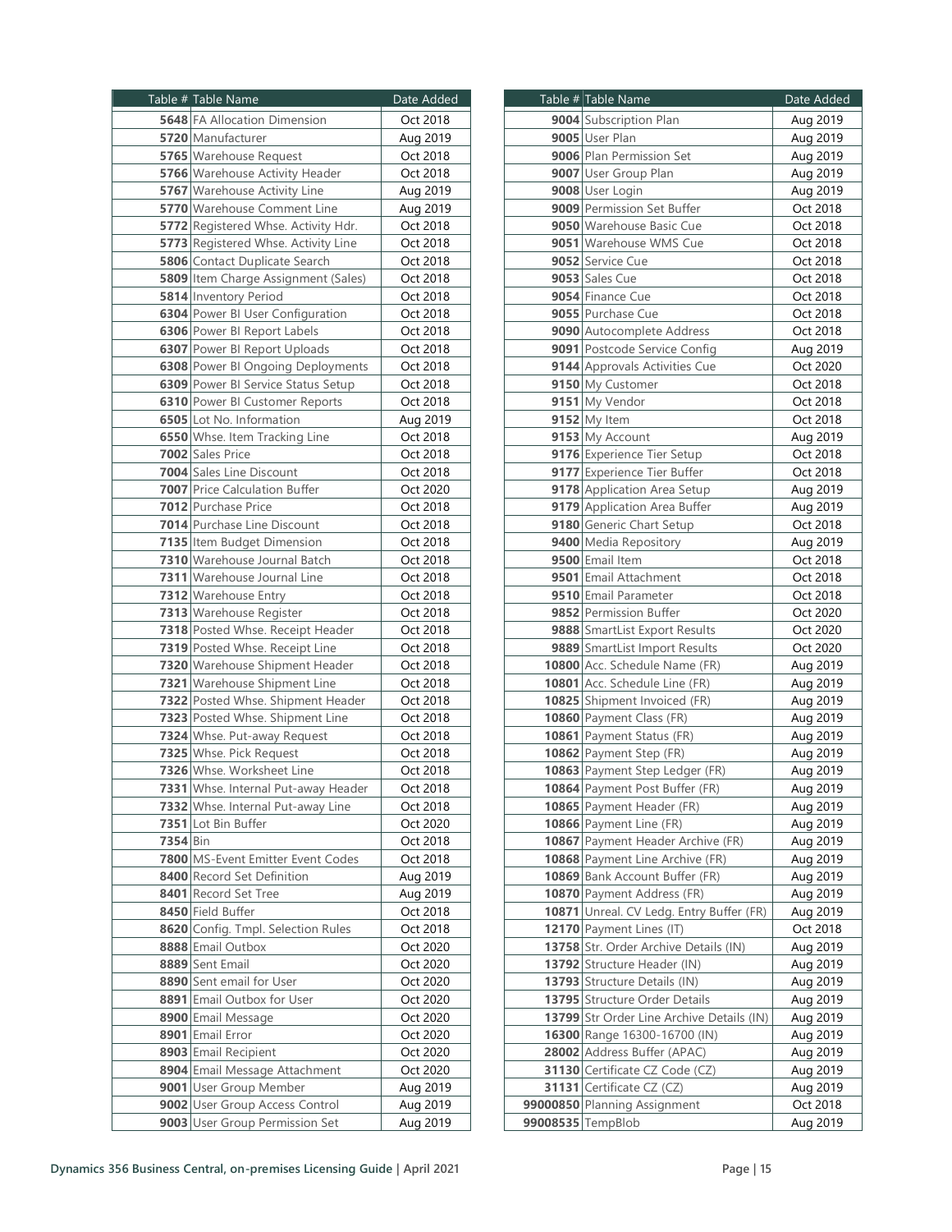| Table # | Table Name | Date Added |
|---|---|---|
| 5648 | FA Allocation Dimension | Oct 2018 |
| 5720 | Manufacturer | Aug 2019 |
| 5765 | Warehouse Request | Oct 2018 |
| 5766 | Warehouse Activity Header | Oct 2018 |
| 5767 | Warehouse Activity Line | Aug 2019 |
| 5770 | Warehouse Comment Line | Aug 2019 |
| 5772 | Registered Whse. Activity Hdr. | Oct 2018 |
| 5773 | Registered Whse. Activity Line | Oct 2018 |
| 5806 | Contact Duplicate Search | Oct 2018 |
| 5809 | Item Charge Assignment (Sales) | Oct 2018 |
| 5814 | Inventory Period | Oct 2018 |
| 6304 | Power BI User Configuration | Oct 2018 |
| 6306 | Power BI Report Labels | Oct 2018 |
| 6307 | Power BI Report Uploads | Oct 2018 |
| 6308 | Power BI Ongoing Deployments | Oct 2018 |
| 6309 | Power BI Service Status Setup | Oct 2018 |
| 6310 | Power BI Customer Reports | Oct 2018 |
| 6505 | Lot No. Information | Aug 2019 |
| 6550 | Whse. Item Tracking Line | Oct 2018 |
| 7002 | Sales Price | Oct 2018 |
| 7004 | Sales Line Discount | Oct 2018 |
| 7007 | Price Calculation Buffer | Oct 2020 |
| 7012 | Purchase Price | Oct 2018 |
| 7014 | Purchase Line Discount | Oct 2018 |
| 7135 | Item Budget Dimension | Oct 2018 |
| 7310 | Warehouse Journal Batch | Oct 2018 |
| 7311 | Warehouse Journal Line | Oct 2018 |
| 7312 | Warehouse Entry | Oct 2018 |
| 7313 | Warehouse Register | Oct 2018 |
| 7318 | Posted Whse. Receipt Header | Oct 2018 |
| 7319 | Posted Whse. Receipt Line | Oct 2018 |
| 7320 | Warehouse Shipment Header | Oct 2018 |
| 7321 | Warehouse Shipment Line | Oct 2018 |
| 7322 | Posted Whse. Shipment Header | Oct 2018 |
| 7323 | Posted Whse. Shipment Line | Oct 2018 |
| 7324 | Whse. Put-away Request | Oct 2018 |
| 7325 | Whse. Pick Request | Oct 2018 |
| 7326 | Whse. Worksheet Line | Oct 2018 |
| 7331 | Whse. Internal Put-away Header | Oct 2018 |
| 7332 | Whse. Internal Put-away Line | Oct 2018 |
| 7351 | Lot Bin Buffer | Oct 2020 |
| 7354 | Bin | Oct 2018 |
| 7800 | MS-Event Emitter Event Codes | Oct 2018 |
| 8400 | Record Set Definition | Aug 2019 |
| 8401 | Record Set Tree | Aug 2019 |
| 8450 | Field Buffer | Oct 2018 |
| 8620 | Config. Tmpl. Selection Rules | Oct 2018 |
| 8888 | Email Outbox | Oct 2020 |
| 8889 | Sent Email | Oct 2020 |
| 8890 | Sent email for User | Oct 2020 |
| 8891 | Email Outbox for User | Oct 2020 |
| 8900 | Email Message | Oct 2020 |
| 8901 | Email Error | Oct 2020 |
| 8903 | Email Recipient | Oct 2020 |
| 8904 | Email Message Attachment | Oct 2020 |
| 9001 | User Group Member | Aug 2019 |
| 9002 | User Group Access Control | Aug 2019 |
| 9003 | User Group Permission Set | Aug 2019 |
| 9004 | Subscription Plan | Aug 2019 |
| 9005 | User Plan | Aug 2019 |
| 9006 | Plan Permission Set | Aug 2019 |
| 9007 | User Group Plan | Aug 2019 |
| 9008 | User Login | Aug 2019 |
| 9009 | Permission Set Buffer | Oct 2018 |
| 9050 | Warehouse Basic Cue | Oct 2018 |
| 9051 | Warehouse WMS Cue | Oct 2018 |
| 9052 | Service Cue | Oct 2018 |
| 9053 | Sales Cue | Oct 2018 |
| 9054 | Finance Cue | Oct 2018 |
| 9055 | Purchase Cue | Oct 2018 |
| 9090 | Autocomplete Address | Oct 2018 |
| 9091 | Postcode Service Config | Aug 2019 |
| 9144 | Approvals Activities Cue | Oct 2020 |
| 9150 | My Customer | Oct 2018 |
| 9151 | My Vendor | Oct 2018 |
| 9152 | My Item | Oct 2018 |
| 9153 | My Account | Aug 2019 |
| 9176 | Experience Tier Setup | Oct 2018 |
| 9177 | Experience Tier Buffer | Oct 2018 |
| 9178 | Application Area Setup | Aug 2019 |
| 9179 | Application Area Buffer | Aug 2019 |
| 9180 | Generic Chart Setup | Oct 2018 |
| 9400 | Media Repository | Aug 2019 |
| 9500 | Email Item | Oct 2018 |
| 9501 | Email Attachment | Oct 2018 |
| 9510 | Email Parameter | Oct 2018 |
| 9852 | Permission Buffer | Oct 2020 |
| 9888 | SmartList Export Results | Oct 2020 |
| 9889 | SmartList Import Results | Oct 2020 |
| 10800 | Acc. Schedule Name (FR) | Aug 2019 |
| 10801 | Acc. Schedule Line (FR) | Aug 2019 |
| 10825 | Shipment Invoiced (FR) | Aug 2019 |
| 10860 | Payment Class (FR) | Aug 2019 |
| 10861 | Payment Status (FR) | Aug 2019 |
| 10862 | Payment Step (FR) | Aug 2019 |
| 10863 | Payment Step Ledger (FR) | Aug 2019 |
| 10864 | Payment Post Buffer (FR) | Aug 2019 |
| 10865 | Payment Header (FR) | Aug 2019 |
| 10866 | Payment Line (FR) | Aug 2019 |
| 10867 | Payment Header Archive (FR) | Aug 2019 |
| 10868 | Payment Line Archive (FR) | Aug 2019 |
| 10869 | Bank Account Buffer (FR) | Aug 2019 |
| 10870 | Payment Address (FR) | Aug 2019 |
| 10871 | Unreal. CV Ledg. Entry Buffer (FR) | Aug 2019 |
| 12170 | Payment Lines (IT) | Oct 2018 |
| 13758 | Str. Order Archive Details (IN) | Aug 2019 |
| 13792 | Structure Header (IN) | Aug 2019 |
| 13793 | Structure Details (IN) | Aug 2019 |
| 13795 | Structure Order Details | Aug 2019 |
| 13799 | Str Order Line Archive Details (IN) | Aug 2019 |
| 16300 | Range 16300-16700 (IN) | Aug 2019 |
| 28002 | Address Buffer (APAC) | Aug 2019 |
| 31130 | Certificate CZ Code (CZ) | Aug 2019 |
| 31131 | Certificate CZ (CZ) | Aug 2019 |
| 99000850 | Planning Assignment | Oct 2018 |
| 99008535 | TempBlob | Aug 2019 |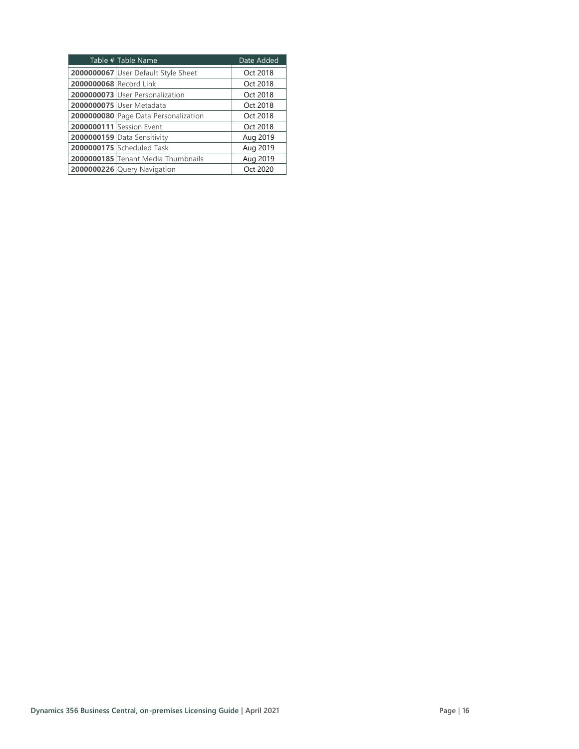| Table # | Table Name | Date Added |
|---|---|---|
| **2000000067** | User Default Style Sheet | Oct 2018 |
| **2000000068** | Record Link | Oct 2018 |
| **2000000073** | User Personalization | Oct 2018 |
| **2000000075** | User Metadata | Oct 2018 |
| **2000000080** | Page Data Personalization | Oct 2018 |
| **2000000111** | Session Event | Oct 2018 |
| **2000000159** | Data Sensitivity | Aug 2019 |
| **2000000175** | Scheduled Task | Aug 2019 |
| **2000000185** | Tenant Media Thumbnails | Aug 2019 |
| **2000000226** | Query Navigation | Oct 2020 |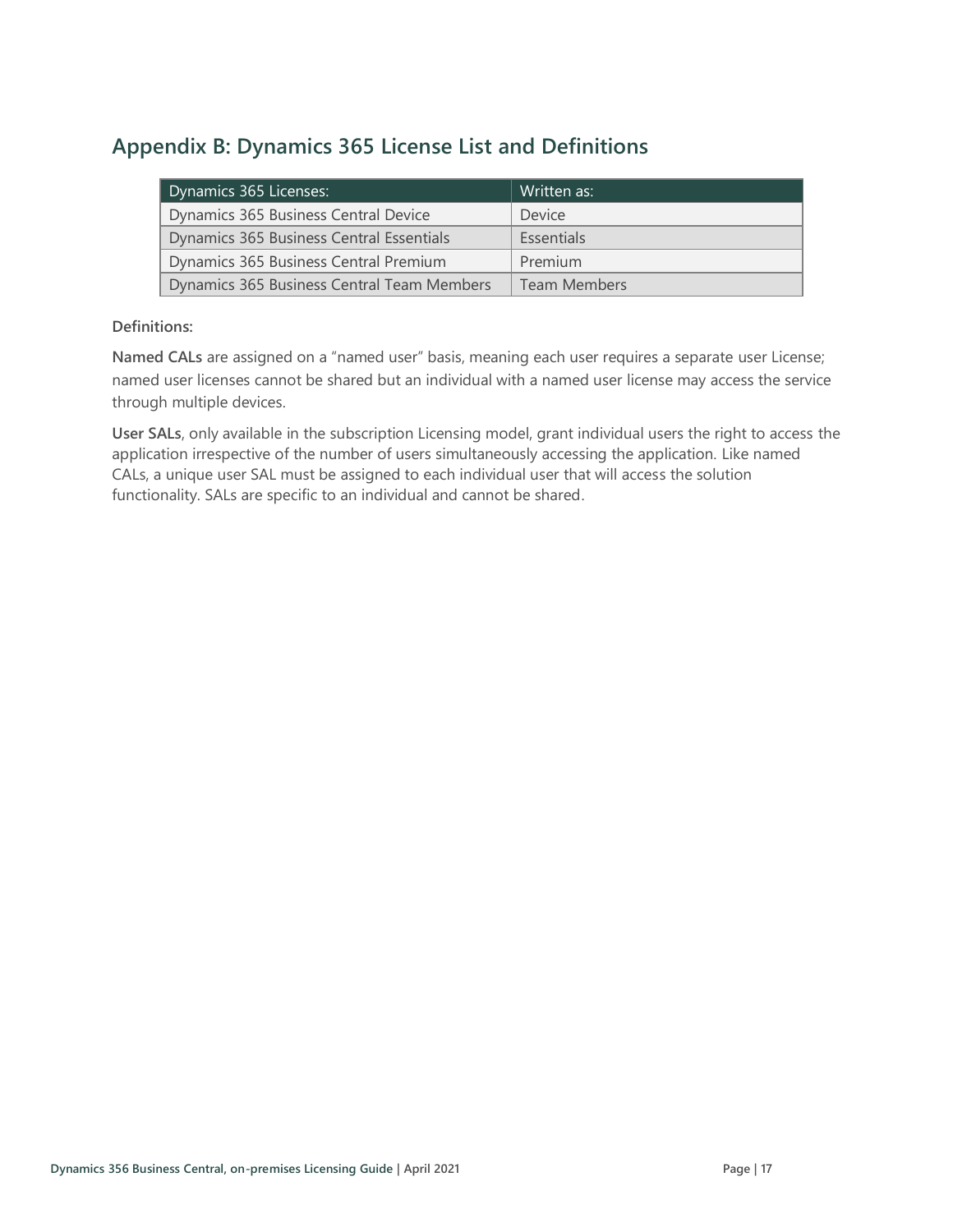## Appendix B: Dynamics 365 License List and Definitions

| Dynamics 365 Licenses: | Written as: |
|---|---|
| Dynamics 365 Business Central Device | Device |
| Dynamics 365 Business Central Essentials | Essentials |
| Dynamics 365 Business Central Premium | Premium |
| Dynamics 365 Business Central Team Members | Team Members |

**Definitions:**

**Named CALs** are assigned on a "named user" basis, meaning each user requires a separate user License; named user licenses cannot be shared but an individual with a named user license may access the service through multiple devices.

**User SALs**, only available in the subscription Licensing model, grant individual users the right to access the application irrespective of the number of users simultaneously accessing the application. Like named CALs, a unique user SAL must be assigned to each individual user that will access the solution functionality. SALs are specific to an individual and cannot be shared.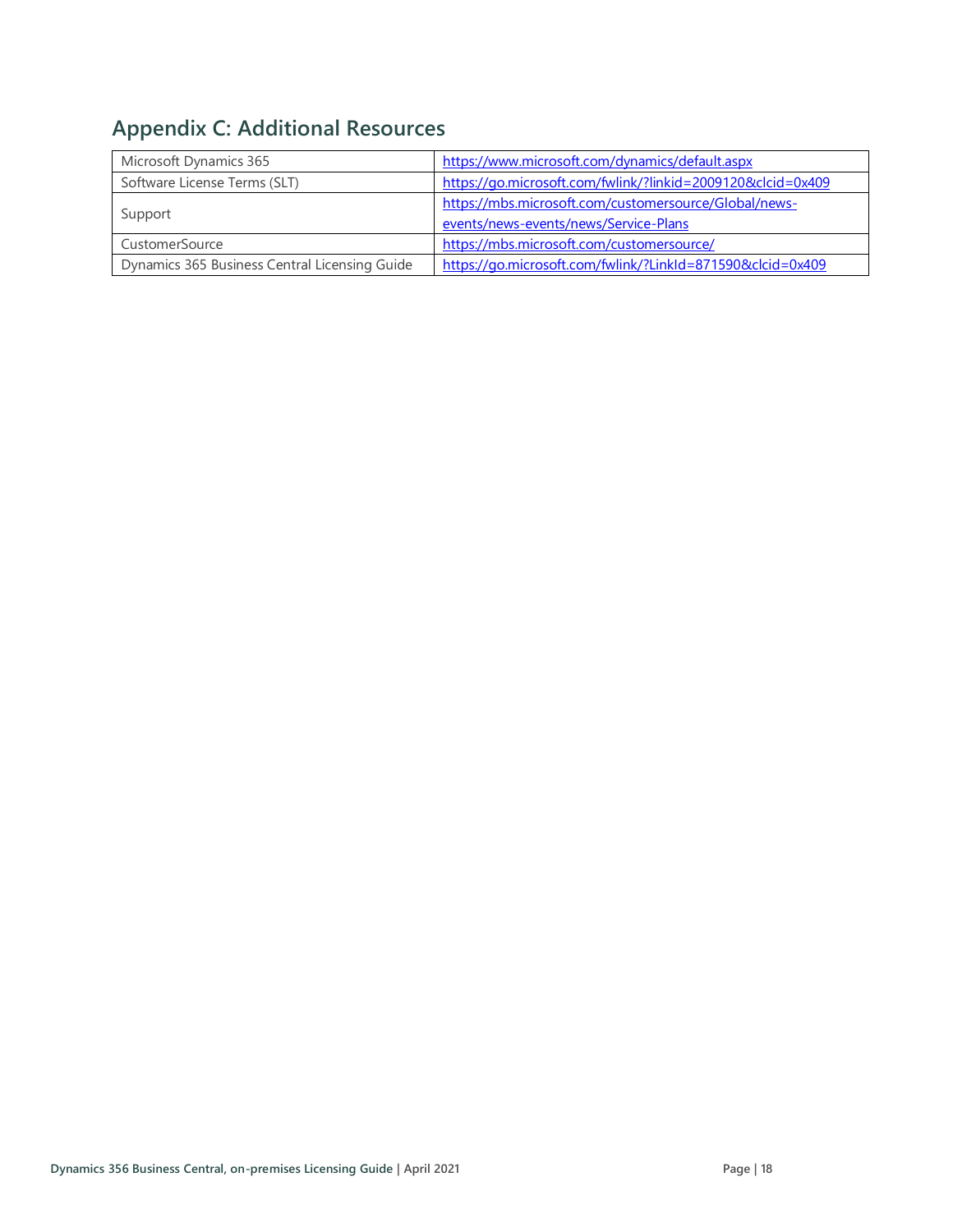## Appendix C: Additional Resources

| | |
|---|---|
| Microsoft Dynamics 365 | https://www.microsoft.com/dynamics/default.aspx |
| Software License Terms (SLT) | https://go.microsoft.com/fwlink/?linkid=2009120&clcid=0x409 |
| Support | https://mbs.microsoft.com/customersource/Global/news-events/news-events/news/Service-Plans |
| CustomerSource | https://mbs.microsoft.com/customersource/ |
| Dynamics 365 Business Central Licensing Guide | https://go.microsoft.com/fwlink/?LinkId=871590&clcid=0x409 |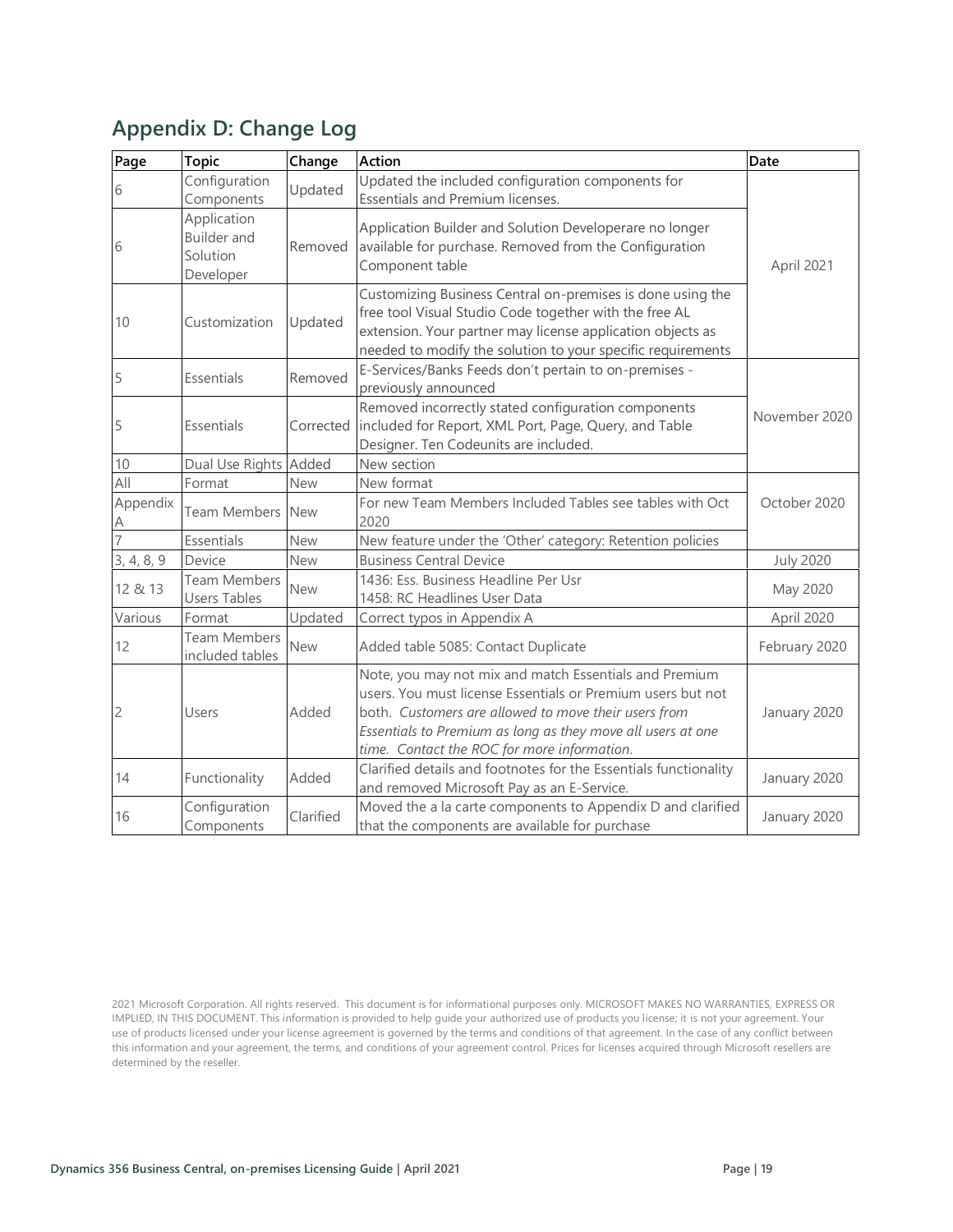## Appendix D: Change Log

| Page | Topic | Change | Action | Date |
|---|---|---|---|---|
| 6 | Configuration Components | Updated | Updated the included configuration components for Essentials and Premium licenses. | April 2021 |
| 6 | Application Builder and Solution Developer | Removed | Application Builder and Solution Developerare no longer available for purchase. Removed from the Configuration Component table | |
| 10 | Customization | Updated | Customizing Business Central on-premises is done using the free tool Visual Studio Code together with the free AL extension. Your partner may license application objects as needed to modify the solution to your specific requirements | |
| 5 | Essentials | Removed | E-Services/Banks Feeds don't pertain to on-premises - previously announced | November 2020 |
| 5 | Essentials | Corrected | Removed incorrectly stated configuration components included for Report, XML Port, Page, Query, and Table Designer. Ten Codeunits are included. | |
| 10 | Dual Use Rights | Added | New section | |
| All | Format | New | New format | October 2020 |
| Appendix A | Team Members | New | For new Team Members Included Tables see tables with Oct 2020 | |
| 7 | Essentials | New | New feature under the 'Other' category: Retention policies | |
| 3, 4, 8, 9 | Device | New | Business Central Device | July 2020 |
| 12 & 13 | Team Members Users Tables | New | 1436: Ess. Business Headline Per Usr<br>1458: RC Headlines User Data | May 2020 |
| Various | Format | Updated | Correct typos in Appendix A | April 2020 |
| 12 | Team Members included tables | New | Added table 5085: Contact Duplicate | February 2020 |
| 2 | Users | Added | Note, you may not mix and match Essentials and Premium users. You must license Essentials or Premium users but not both. *Customers are allowed to move their users from Essentials to Premium as long as they move all users at one time. Contact the ROC for more information.* | January 2020 |
| 14 | Functionality | Added | Clarified details and footnotes for the Essentials functionality and removed Microsoft Pay as an E-Service. | January 2020 |
| 16 | Configuration Components | Clarified | Moved the a la carte components to Appendix D and clarified that the components are available for purchase | January 2020 |

2021 Microsoft Corporation. All rights reserved. This document is for informational purposes only. MICROSOFT MAKES NO WARRANTIES, EXPRESS OR IMPLIED, IN THIS DOCUMENT. This information is provided to help guide your authorized use of products you license; it is not your agreement. Your use of products licensed under your license agreement is governed by the terms and conditions of that agreement. In the case of any conflict between this information and your agreement, the terms, and conditions of your agreement control. Prices for licenses acquired through Microsoft resellers are determined by the reseller.